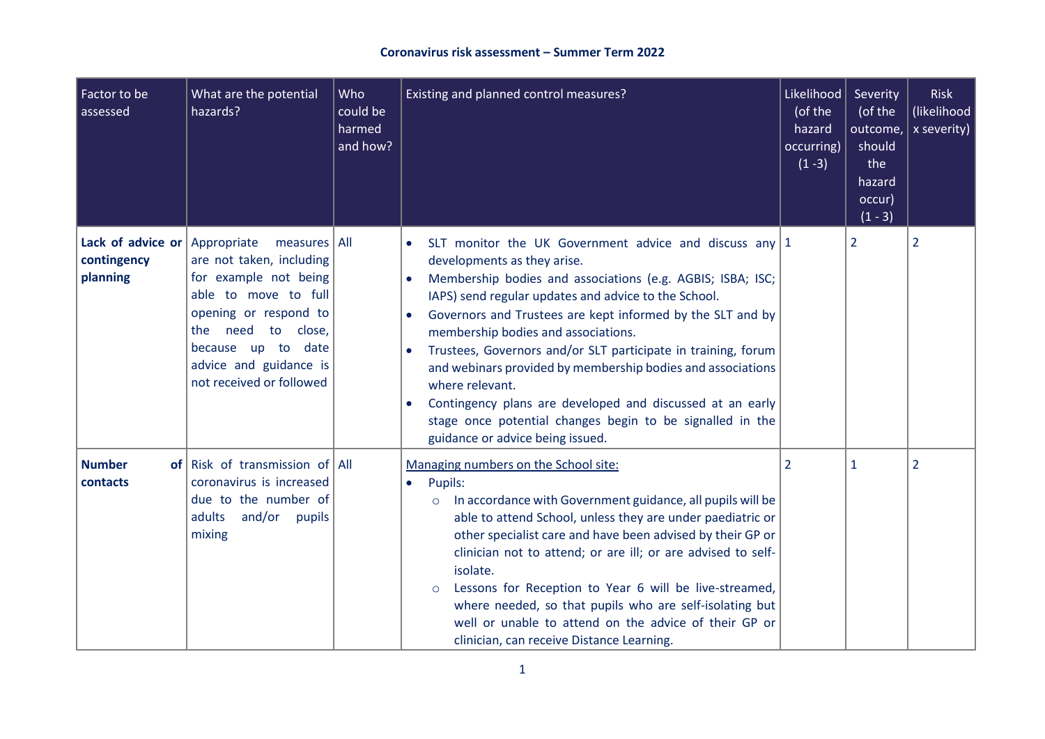# Coronavirus risk assessment – Summer Term 2022

| Factor to be assessed | What are the potential hazards? | Who could be harmed and how? | Existing and planned control measures? | Likelihood (of the hazard occurring) (1 -3) | Severity (of the outcome, should the hazard occur) (1 - 3) | Risk (likelihood x severity) |
|---|---|---|---|---|---|---|
| **Lack of advice or contingency planning** | Appropriate measures are not taken, including for example not being able to move to full opening or respond to the need to close, because up to date advice and guidance is not received or followed | All | • SLT monitor the UK Government advice and discuss any developments as they arise.<br>• Membership bodies and associations (e.g. AGBIS; ISBA; ISC; IAPS) send regular updates and advice to the School.<br>• Governors and Trustees are kept informed by the SLT and by membership bodies and associations.<br>• Trustees, Governors and/or SLT participate in training, forum and webinars provided by membership bodies and associations where relevant.<br>• Contingency plans are developed and discussed at an early stage once potential changes begin to be signalled in the guidance or advice being issued. | 1 | 2 | 2 |
| **Number of contacts** | Risk of transmission of coronavirus is increased due to the number of adults and/or pupils mixing | All | <u>Managing numbers on the School site:</u><br>• Pupils:<br>  ○ In accordance with Government guidance, all pupils will be able to attend School, unless they are under paediatric or other specialist care and have been advised by their GP or clinician not to attend; or are ill; or are advised to self-isolate.<br>  ○ Lessons for Reception to Year 6 will be live-streamed, where needed, so that pupils who are self-isolating but well or unable to attend on the advice of their GP or clinician, can receive Distance Learning. | 2 | 1 | 2 |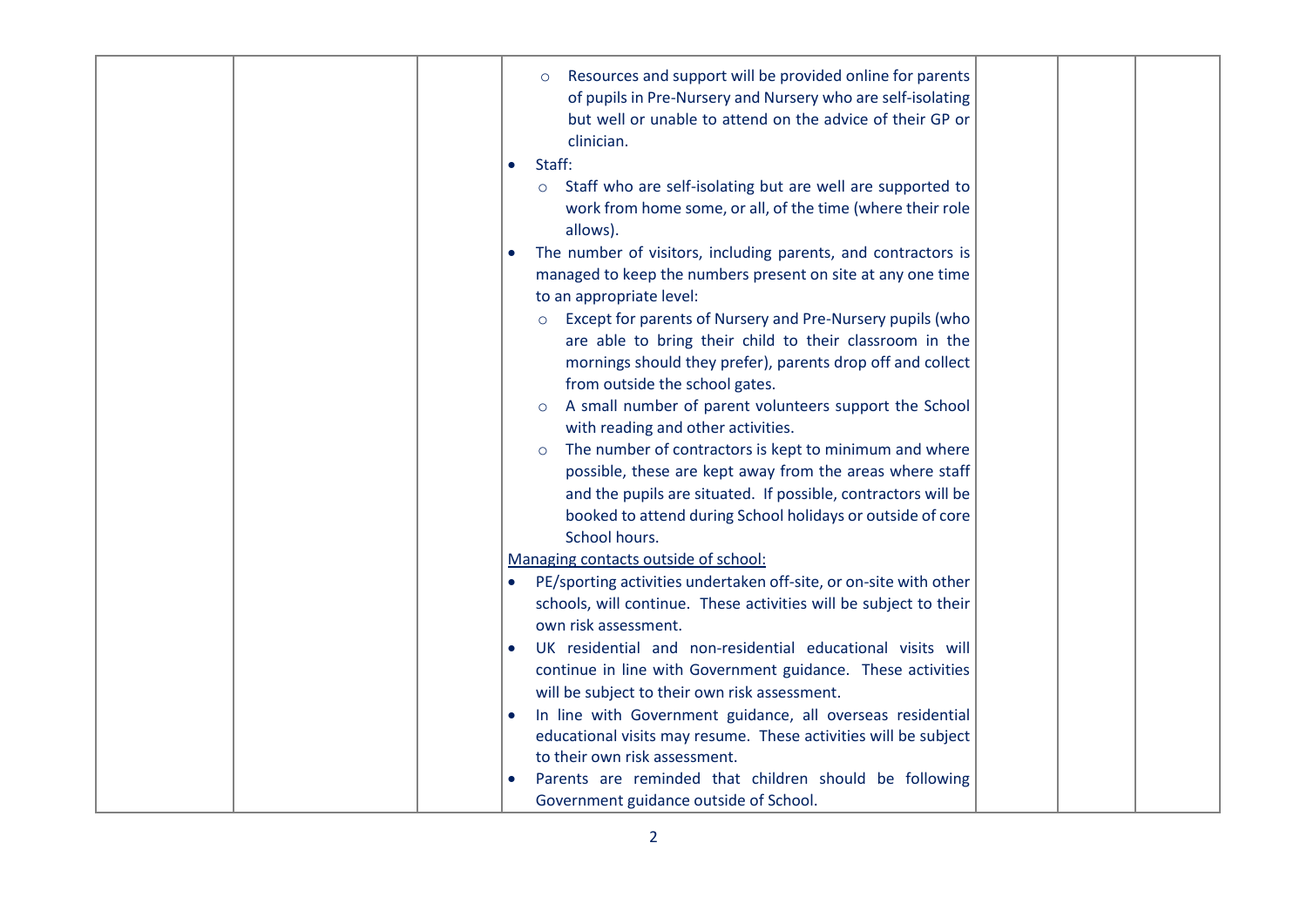| | | | | | | |
|---|---|---|---|---|---|---|
| | | | ○ Resources and support will be provided online for parents of pupils in Pre-Nursery and Nursery who are self-isolating but well or unable to attend on the advice of their GP or clinician.<br>• Staff:<br>○ Staff who are self-isolating but are well are supported to work from home some, or all, of the time (where their role allows).<br>• The number of visitors, including parents, and contractors is managed to keep the numbers present on site at any one time to an appropriate level:<br>○ Except for parents of Nursery and Pre-Nursery pupils (who are able to bring their child to their classroom in the mornings should they prefer), parents drop off and collect from outside the school gates.<br>○ A small number of parent volunteers support the School with reading and other activities.<br>○ The number of contractors is kept to minimum and where possible, these are kept away from the areas where staff and the pupils are situated. If possible, contractors will be booked to attend during School holidays or outside of core School hours.<br><u>Managing contacts outside of school:</u><br>• PE/sporting activities undertaken off-site, or on-site with other schools, will continue. These activities will be subject to their own risk assessment.<br>• UK residential and non-residential educational visits will continue in line with Government guidance. These activities will be subject to their own risk assessment.<br>• In line with Government guidance, all overseas residential educational visits may resume. These activities will be subject to their own risk assessment.<br>• Parents are reminded that children should be following Government guidance outside of School. | | | |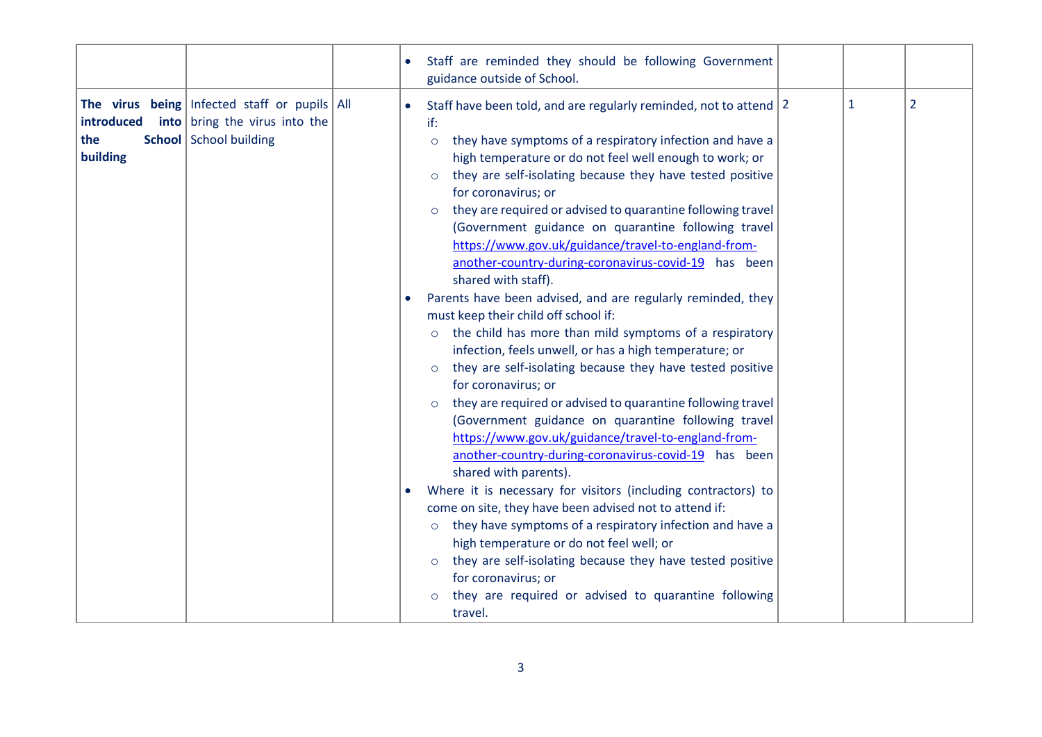| | | | | | | |
|---|---|---|---|---|---|---|
| | | | • Staff are reminded they should be following Government guidance outside of School. | | | |
| **The virus being introduced into the School building** | Infected staff or pupils bring the virus into the School building | All | • Staff have been told, and are regularly reminded, not to attend if:<br>○ they have symptoms of a respiratory infection and have a high temperature or do not feel well enough to work; or<br>○ they are self-isolating because they have tested positive for coronavirus; or<br>○ they are required or advised to quarantine following travel (Government guidance on quarantine following travel https://www.gov.uk/guidance/travel-to-england-from-another-country-during-coronavirus-covid-19 has been shared with staff).<br>• Parents have been advised, and are regularly reminded, they must keep their child off school if:<br>○ the child has more than mild symptoms of a respiratory infection, feels unwell, or has a high temperature; or<br>○ they are self-isolating because they have tested positive for coronavirus; or<br>○ they are required or advised to quarantine following travel (Government guidance on quarantine following travel https://www.gov.uk/guidance/travel-to-england-from-another-country-during-coronavirus-covid-19 has been shared with parents).<br>• Where it is necessary for visitors (including contractors) to come on site, they have been advised not to attend if:<br>○ they have symptoms of a respiratory infection and have a high temperature or do not feel well; or<br>○ they are self-isolating because they have tested positive for coronavirus; or<br>○ they are required or advised to quarantine following travel. | 2 | 1 | 2 |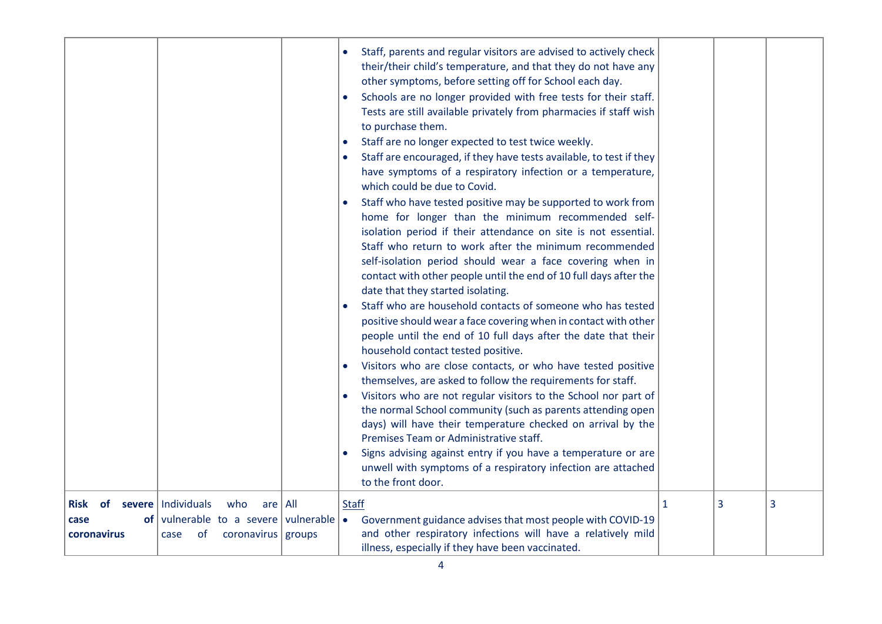| | | | | | | |
|---|---|---|---|---|---|---|
| | | | • Staff, parents and regular visitors are advised to actively check their/their child's temperature, and that they do not have any other symptoms, before setting off for School each day.<br>• Schools are no longer provided with free tests for their staff. Tests are still available privately from pharmacies if staff wish to purchase them.<br>• Staff are no longer expected to test twice weekly.<br>• Staff are encouraged, if they have tests available, to test if they have symptoms of a respiratory infection or a temperature, which could be due to Covid.<br>• Staff who have tested positive may be supported to work from home for longer than the minimum recommended self-isolation period if their attendance on site is not essential. Staff who return to work after the minimum recommended self-isolation period should wear a face covering when in contact with other people until the end of 10 full days after the date that they started isolating.<br>• Staff who are household contacts of someone who has tested positive should wear a face covering when in contact with other people until the end of 10 full days after the date that their household contact tested positive.<br>• Visitors who are close contacts, or who have tested positive themselves, are asked to follow the requirements for staff.<br>• Visitors who are not regular visitors to the School nor part of the normal School community (such as parents attending open days) will have their temperature checked on arrival by the Premises Team or Administrative staff.<br>• Signs advising against entry if you have a temperature or are unwell with symptoms of a respiratory infection are attached to the front door. | | | |
| **Risk of severe case of coronavirus** | Individuals who are vulnerable to a severe case of coronavirus | All vulnerable groups | Staff<br>• Government guidance advises that most people with COVID-19 and other respiratory infections will have a relatively mild illness, especially if they have been vaccinated. | 1 | 3 | 3 |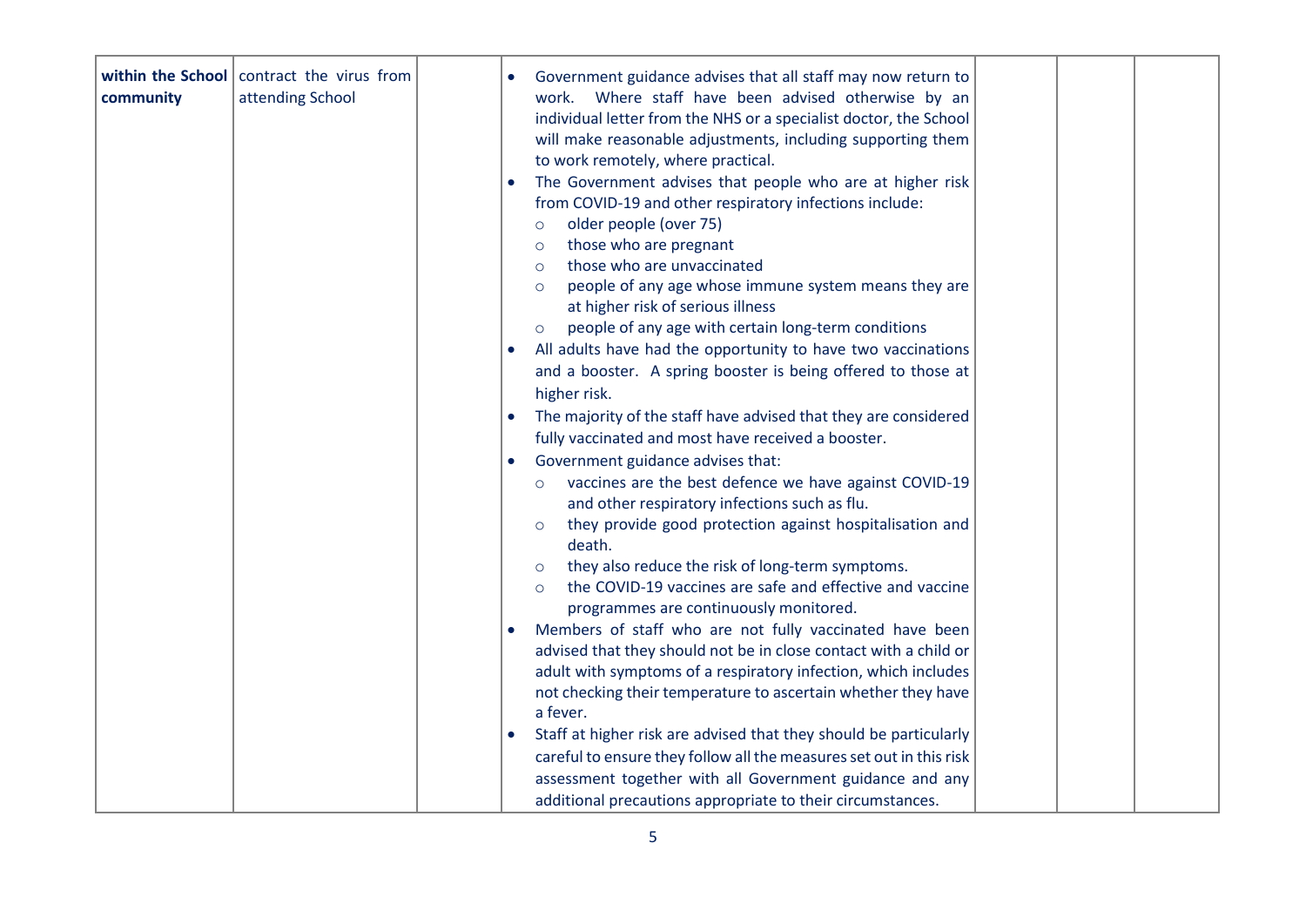| | | | | | | |
|---|---|---|---|---|---|---|
| **within the School community** | contract the virus from attending School | | • Government guidance advises that all staff may now return to work. Where staff have been advised otherwise by an individual letter from the NHS or a specialist doctor, the School will make reasonable adjustments, including supporting them to work remotely, where practical.<br>• The Government advises that people who are at higher risk from COVID-19 and other respiratory infections include:<br>&nbsp;&nbsp;○ older people (over 75)<br>&nbsp;&nbsp;○ those who are pregnant<br>&nbsp;&nbsp;○ those who are unvaccinated<br>&nbsp;&nbsp;○ people of any age whose immune system means they are at higher risk of serious illness<br>&nbsp;&nbsp;○ people of any age with certain long-term conditions<br>• All adults have had the opportunity to have two vaccinations and a booster. A spring booster is being offered to those at higher risk.<br>• The majority of the staff have advised that they are considered fully vaccinated and most have received a booster.<br>• Government guidance advises that:<br>&nbsp;&nbsp;○ vaccines are the best defence we have against COVID-19 and other respiratory infections such as flu.<br>&nbsp;&nbsp;○ they provide good protection against hospitalisation and death.<br>&nbsp;&nbsp;○ they also reduce the risk of long-term symptoms.<br>&nbsp;&nbsp;○ the COVID-19 vaccines are safe and effective and vaccine programmes are continuously monitored.<br>• Members of staff who are not fully vaccinated have been advised that they should not be in close contact with a child or adult with symptoms of a respiratory infection, which includes not checking their temperature to ascertain whether they have a fever.<br>• Staff at higher risk are advised that they should be particularly careful to ensure they follow all the measures set out in this risk assessment together with all Government guidance and any additional precautions appropriate to their circumstances. | | | |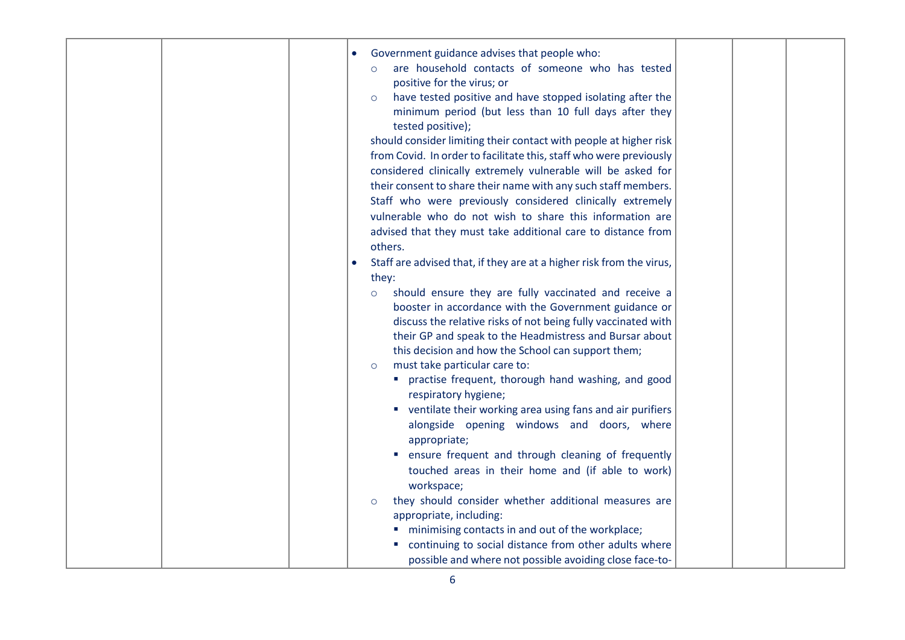| | | | | | | |
|---|---|---|---|---|---|---|
| | | | • Government guidance advises that people who:<br>○ are household contacts of someone who has tested positive for the virus; or<br>○ have tested positive and have stopped isolating after the minimum period (but less than 10 full days after they tested positive);<br>should consider limiting their contact with people at higher risk from Covid. In order to facilitate this, staff who were previously considered clinically extremely vulnerable will be asked for their consent to share their name with any such staff members. Staff who were previously considered clinically extremely vulnerable who do not wish to share this information are advised that they must take additional care to distance from others.<br>• Staff are advised that, if they are at a higher risk from the virus, they:<br>○ should ensure they are fully vaccinated and receive a booster in accordance with the Government guidance or discuss the relative risks of not being fully vaccinated with their GP and speak to the Headmistress and Bursar about this decision and how the School can support them;<br>○ must take particular care to:<br>▪ practise frequent, thorough hand washing, and good respiratory hygiene;<br>▪ ventilate their working area using fans and air purifiers alongside opening windows and doors, where appropriate;<br>▪ ensure frequent and through cleaning of frequently touched areas in their home and (if able to work) workspace;<br>○ they should consider whether additional measures are appropriate, including:<br>▪ minimising contacts in and out of the workplace;<br>▪ continuing to social distance from other adults where possible and where not possible avoiding close face-to- | | | |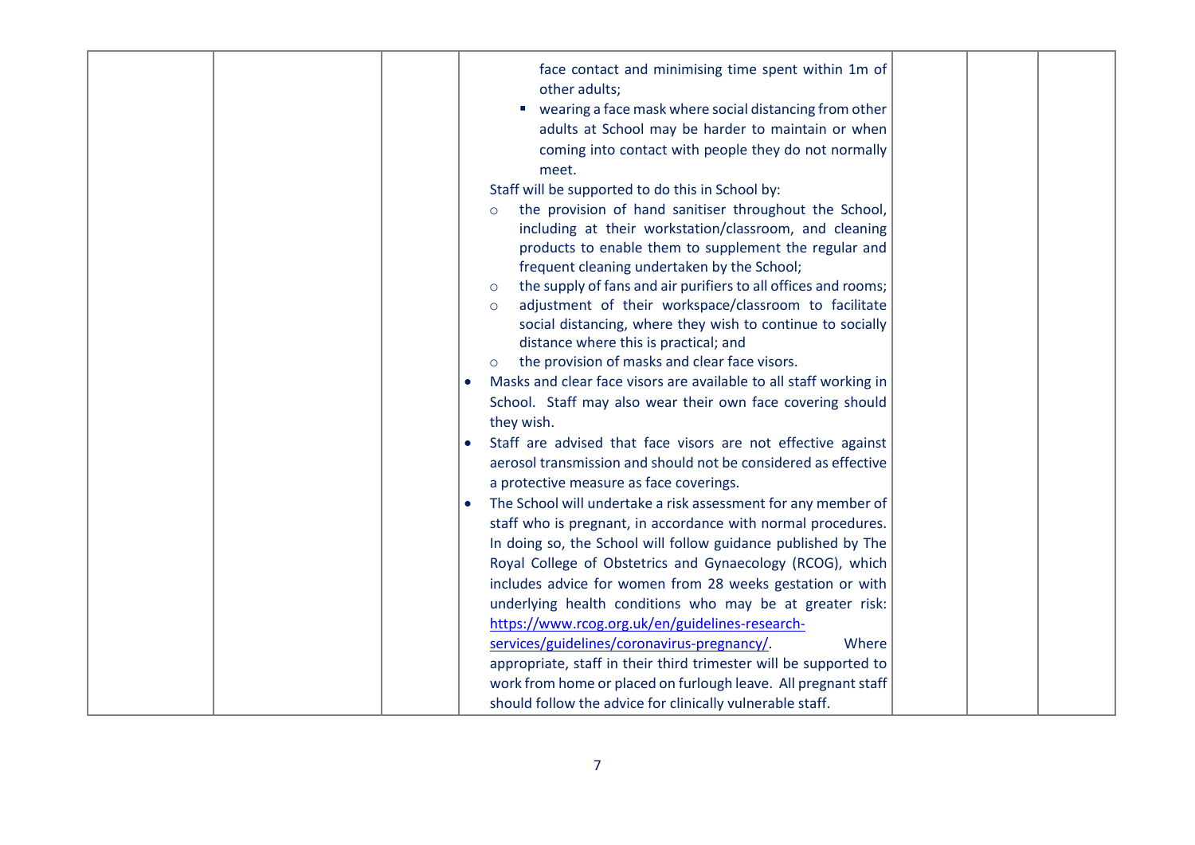| | | | | | | |
|---|---|---|---|---|---|---|
| | | | face contact and minimising time spent within 1m of other adults;<br>▪ wearing a face mask where social distancing from other adults at School may be harder to maintain or when coming into contact with people they do not normally meet.<br>Staff will be supported to do this in School by:<br>○ the provision of hand sanitiser throughout the School, including at their workstation/classroom, and cleaning products to enable them to supplement the regular and frequent cleaning undertaken by the School;<br>○ the supply of fans and air purifiers to all offices and rooms;<br>○ adjustment of their workspace/classroom to facilitate social distancing, where they wish to continue to socially distance where this is practical; and<br>○ the provision of masks and clear face visors.<br>• Masks and clear face visors are available to all staff working in School. Staff may also wear their own face covering should they wish.<br>• Staff are advised that face visors are not effective against aerosol transmission and should not be considered as effective a protective measure as face coverings.<br>• The School will undertake a risk assessment for any member of staff who is pregnant, in accordance with normal procedures. In doing so, the School will follow guidance published by The Royal College of Obstetrics and Gynaecology (RCOG), which includes advice for women from 28 weeks gestation or with underlying health conditions who may be at greater risk: https://www.rcog.org.uk/en/guidelines-research-services/guidelines/coronavirus-pregnancy/. Where appropriate, staff in their third trimester will be supported to work from home or placed on furlough leave. All pregnant staff should follow the advice for clinically vulnerable staff. | | | |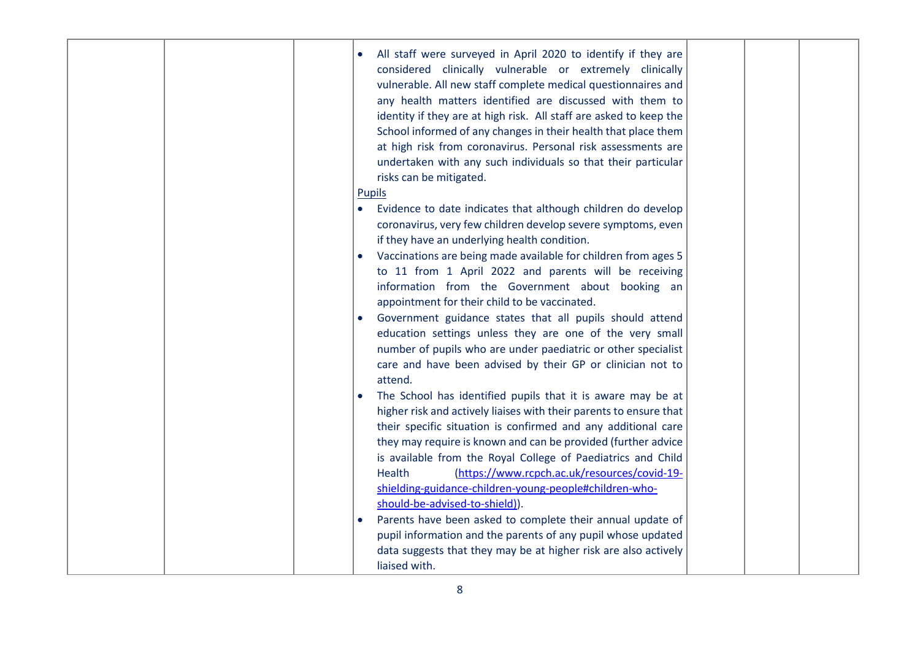| | | | | | | |
|---|---|---|---|---|---|---|
| | | | • All staff were surveyed in April 2020 to identify if they are considered clinically vulnerable or extremely clinically vulnerable. All new staff complete medical questionnaires and any health matters identified are discussed with them to identity if they are at high risk. All staff are asked to keep the School informed of any changes in their health that place them at high risk from coronavirus. Personal risk assessments are undertaken with any such individuals so that their particular risks can be mitigated.<br>Pupils<br>• Evidence to date indicates that although children do develop coronavirus, very few children develop severe symptoms, even if they have an underlying health condition.<br>• Vaccinations are being made available for children from ages 5 to 11 from 1 April 2022 and parents will be receiving information from the Government about booking an appointment for their child to be vaccinated.<br>• Government guidance states that all pupils should attend education settings unless they are one of the very small number of pupils who are under paediatric or other specialist care and have been advised by their GP or clinician not to attend.<br>• The School has identified pupils that it is aware may be at higher risk and actively liaises with their parents to ensure that their specific situation is confirmed and any additional care they may require is known and can be provided (further advice is available from the Royal College of Paediatrics and Child Health (https://www.rcpch.ac.uk/resources/covid-19-shielding-guidance-children-young-people#children-who-should-be-advised-to-shield)).<br>• Parents have been asked to complete their annual update of pupil information and the parents of any pupil whose updated data suggests that they may be at higher risk are also actively liaised with. | | | |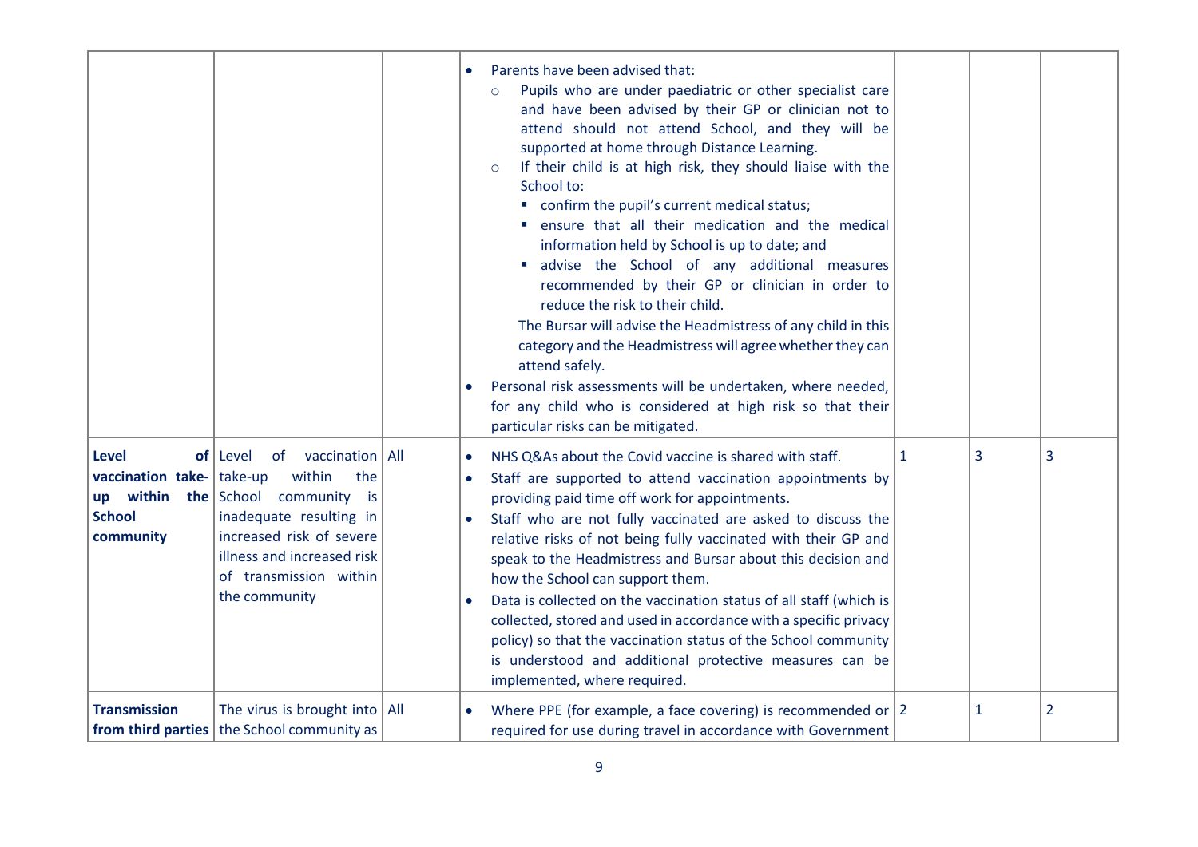| | | | | | | |
|---|---|---|---|---|---|---|
| | | | • Parents have been advised that:<br>○ Pupils who are under paediatric or other specialist care and have been advised by their GP or clinician not to attend should not attend School, and they will be supported at home through Distance Learning.<br>○ If their child is at high risk, they should liaise with the School to:<br>▪ confirm the pupil's current medical status;<br>▪ ensure that all their medication and the medical information held by School is up to date; and<br>▪ advise the School of any additional measures recommended by their GP or clinician in order to reduce the risk to their child.<br>The Bursar will advise the Headmistress of any child in this category and the Headmistress will agree whether they can attend safely.<br>• Personal risk assessments will be undertaken, where needed, for any child who is considered at high risk so that their particular risks can be mitigated. | | | |
| **Level of vaccination take-up within the School community** | Level of vaccination take-up within the School community is inadequate resulting in increased risk of severe illness and increased risk of transmission within the community | All | • NHS Q&As about the Covid vaccine is shared with staff.<br>• Staff are supported to attend vaccination appointments by providing paid time off work for appointments.<br>• Staff who are not fully vaccinated are asked to discuss the relative risks of not being fully vaccinated with their GP and speak to the Headmistress and Bursar about this decision and how the School can support them.<br>• Data is collected on the vaccination status of all staff (which is collected, stored and used in accordance with a specific privacy policy) so that the vaccination status of the School community is understood and additional protective measures can be implemented, where required. | 1 | 3 | 3 |
| **Transmission from third parties** | The virus is brought into the School community as | All | • Where PPE (for example, a face covering) is recommended or required for use during travel in accordance with Government | 2 | 1 | 2 |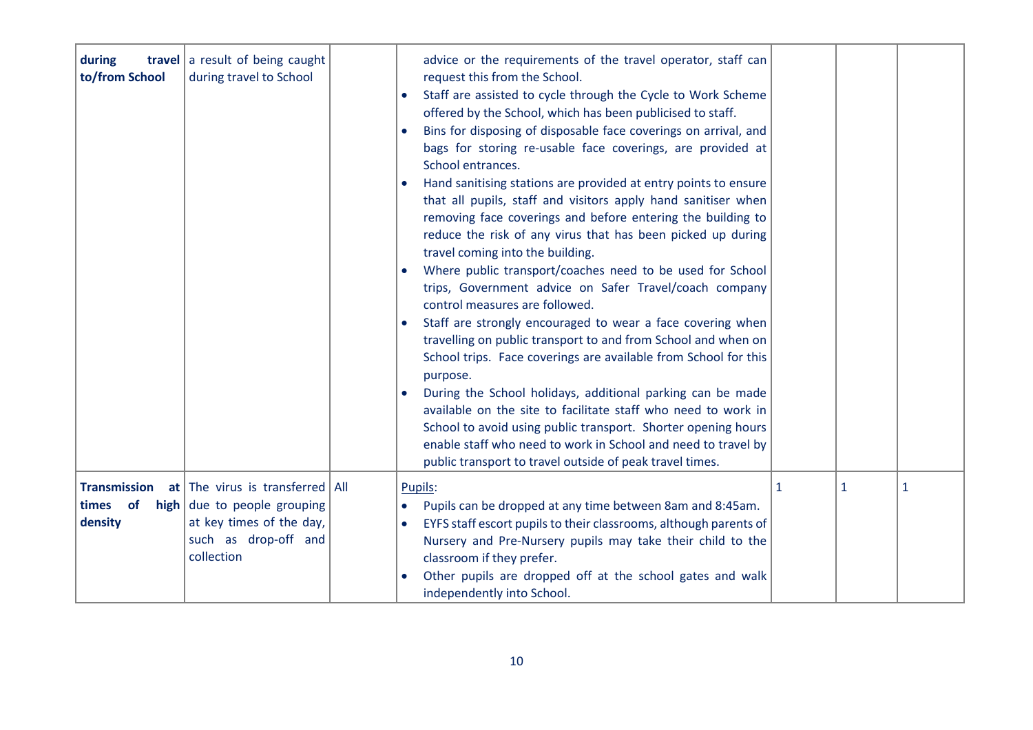| | | | | | | |
|---|---|---|---|---|---|---|
| **during travel to/from School** | a result of being caught during travel to School | | advice or the requirements of the travel operator, staff can request this from the School.<br>• Staff are assisted to cycle through the Cycle to Work Scheme offered by the School, which has been publicised to staff.<br>• Bins for disposing of disposable face coverings on arrival, and bags for storing re-usable face coverings, are provided at School entrances.<br>• Hand sanitising stations are provided at entry points to ensure that all pupils, staff and visitors apply hand sanitiser when removing face coverings and before entering the building to reduce the risk of any virus that has been picked up during travel coming into the building.<br>• Where public transport/coaches need to be used for School trips, Government advice on Safer Travel/coach company control measures are followed.<br>• Staff are strongly encouraged to wear a face covering when travelling on public transport to and from School and when on School trips. Face coverings are available from School for this purpose.<br>• During the School holidays, additional parking can be made available on the site to facilitate staff who need to work in School to avoid using public transport. Shorter opening hours enable staff who need to work in School and need to travel by public transport to travel outside of peak travel times. | | | |
| **Transmission at times of high density** | The virus is transferred due to people grouping at key times of the day, such as drop-off and collection | All | Pupils:<br>• Pupils can be dropped at any time between 8am and 8:45am.<br>• EYFS staff escort pupils to their classrooms, although parents of Nursery and Pre-Nursery pupils may take their child to the classroom if they prefer.<br>• Other pupils are dropped off at the school gates and walk independently into School. | 1 | 1 | 1 |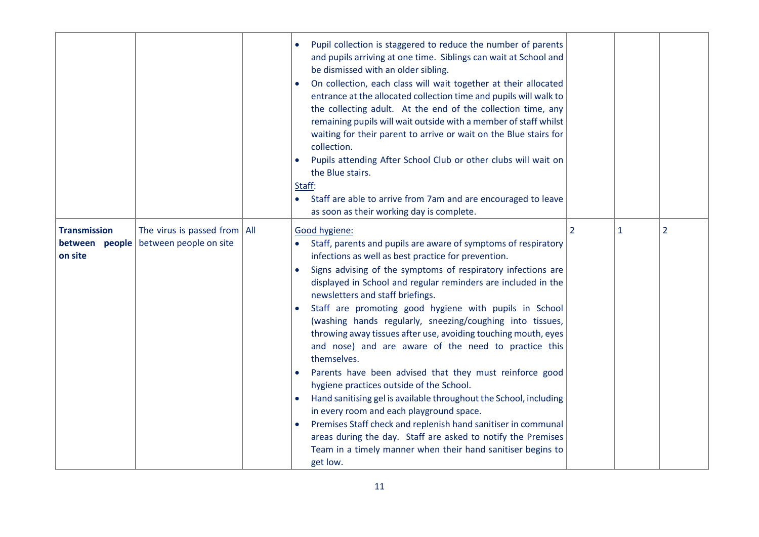| | | | | | | |
|---|---|---|---|---|---|---|
| | | | • Pupil collection is staggered to reduce the number of parents and pupils arriving at one time. Siblings can wait at School and be dismissed with an older sibling.<br>• On collection, each class will wait together at their allocated entrance at the allocated collection time and pupils will walk to the collecting adult. At the end of the collection time, any remaining pupils will wait outside with a member of staff whilst waiting for their parent to arrive or wait on the Blue stairs for collection.<br>• Pupils attending After School Club or other clubs will wait on the Blue stairs.<br>Staff:<br>• Staff are able to arrive from 7am and are encouraged to leave as soon as their working day is complete. | | | |
| **Transmission between people on site** | The virus is passed from between people on site | All | Good hygiene:<br>• Staff, parents and pupils are aware of symptoms of respiratory infections as well as best practice for prevention.<br>• Signs advising of the symptoms of respiratory infections are displayed in School and regular reminders are included in the newsletters and staff briefings.<br>• Staff are promoting good hygiene with pupils in School (washing hands regularly, sneezing/coughing into tissues, throwing away tissues after use, avoiding touching mouth, eyes and nose) and are aware of the need to practice this themselves.<br>• Parents have been advised that they must reinforce good hygiene practices outside of the School.<br>• Hand sanitising gel is available throughout the School, including in every room and each playground space.<br>• Premises Staff check and replenish hand sanitiser in communal areas during the day. Staff are asked to notify the Premises Team in a timely manner when their hand sanitiser begins to get low. | 2 | 1 | 2 |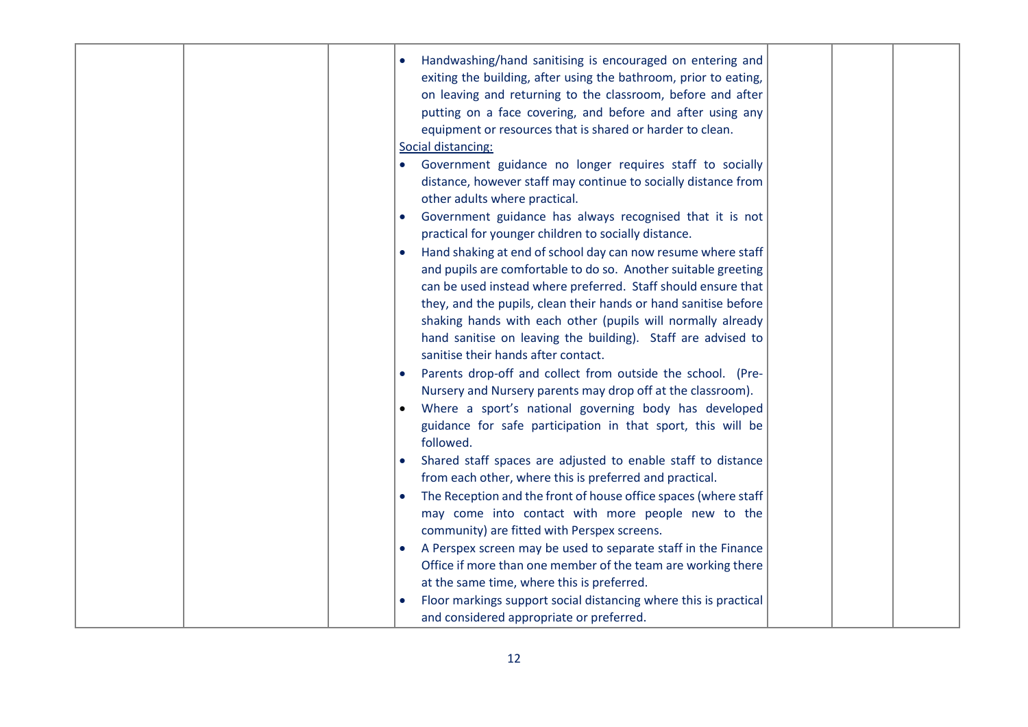| | | | | | | |
|---|---|---|---|---|---|---|
| | | | • Handwashing/hand sanitising is encouraged on entering and exiting the building, after using the bathroom, prior to eating, on leaving and returning to the classroom, before and after putting on a face covering, and before and after using any equipment or resources that is shared or harder to clean.<br><u>Social distancing:</u><br>• Government guidance no longer requires staff to socially distance, however staff may continue to socially distance from other adults where practical.<br>• Government guidance has always recognised that it is not practical for younger children to socially distance.<br>• Hand shaking at end of school day can now resume where staff and pupils are comfortable to do so. Another suitable greeting can be used instead where preferred. Staff should ensure that they, and the pupils, clean their hands or hand sanitise before shaking hands with each other (pupils will normally already hand sanitise on leaving the building). Staff are advised to sanitise their hands after contact.<br>• Parents drop-off and collect from outside the school. (Pre-Nursery and Nursery parents may drop off at the classroom).<br>• Where a sport's national governing body has developed guidance for safe participation in that sport, this will be followed.<br>• Shared staff spaces are adjusted to enable staff to distance from each other, where this is preferred and practical.<br>• The Reception and the front of house office spaces (where staff may come into contact with more people new to the community) are fitted with Perspex screens.<br>• A Perspex screen may be used to separate staff in the Finance Office if more than one member of the team are working there at the same time, where this is preferred.<br>• Floor markings support social distancing where this is practical and considered appropriate or preferred. | | | |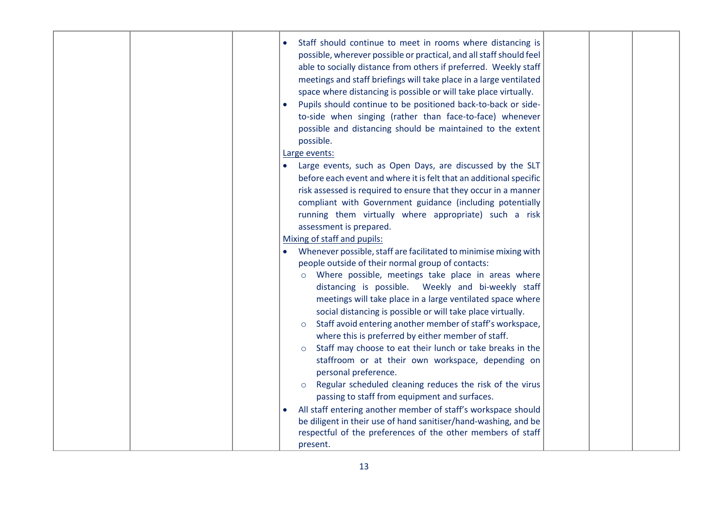| | | | | | | |
|---|---|---|---|---|---|---|
| | | | • Staff should continue to meet in rooms where distancing is possible, wherever possible or practical, and all staff should feel able to socially distance from others if preferred. Weekly staff meetings and staff briefings will take place in a large ventilated space where distancing is possible or will take place virtually.<br>• Pupils should continue to be positioned back-to-back or side-to-side when singing (rather than face-to-face) whenever possible and distancing should be maintained to the extent possible.<br><u>Large events:</u><br>• Large events, such as Open Days, are discussed by the SLT before each event and where it is felt that an additional specific risk assessed is required to ensure that they occur in a manner compliant with Government guidance (including potentially running them virtually where appropriate) such a risk assessment is prepared.<br><u>Mixing of staff and pupils:</u><br>• Whenever possible, staff are facilitated to minimise mixing with people outside of their normal group of contacts:<br>&nbsp;&nbsp;&nbsp;&nbsp;○ Where possible, meetings take place in areas where distancing is possible. Weekly and bi-weekly staff meetings will take place in a large ventilated space where social distancing is possible or will take place virtually.<br>&nbsp;&nbsp;&nbsp;&nbsp;○ Staff avoid entering another member of staff's workspace, where this is preferred by either member of staff.<br>&nbsp;&nbsp;&nbsp;&nbsp;○ Staff may choose to eat their lunch or take breaks in the staffroom or at their own workspace, depending on personal preference.<br>&nbsp;&nbsp;&nbsp;&nbsp;○ Regular scheduled cleaning reduces the risk of the virus passing to staff from equipment and surfaces.<br>• All staff entering another member of staff's workspace should be diligent in their use of hand sanitiser/hand-washing, and be respectful of the preferences of the other members of staff present. | | | |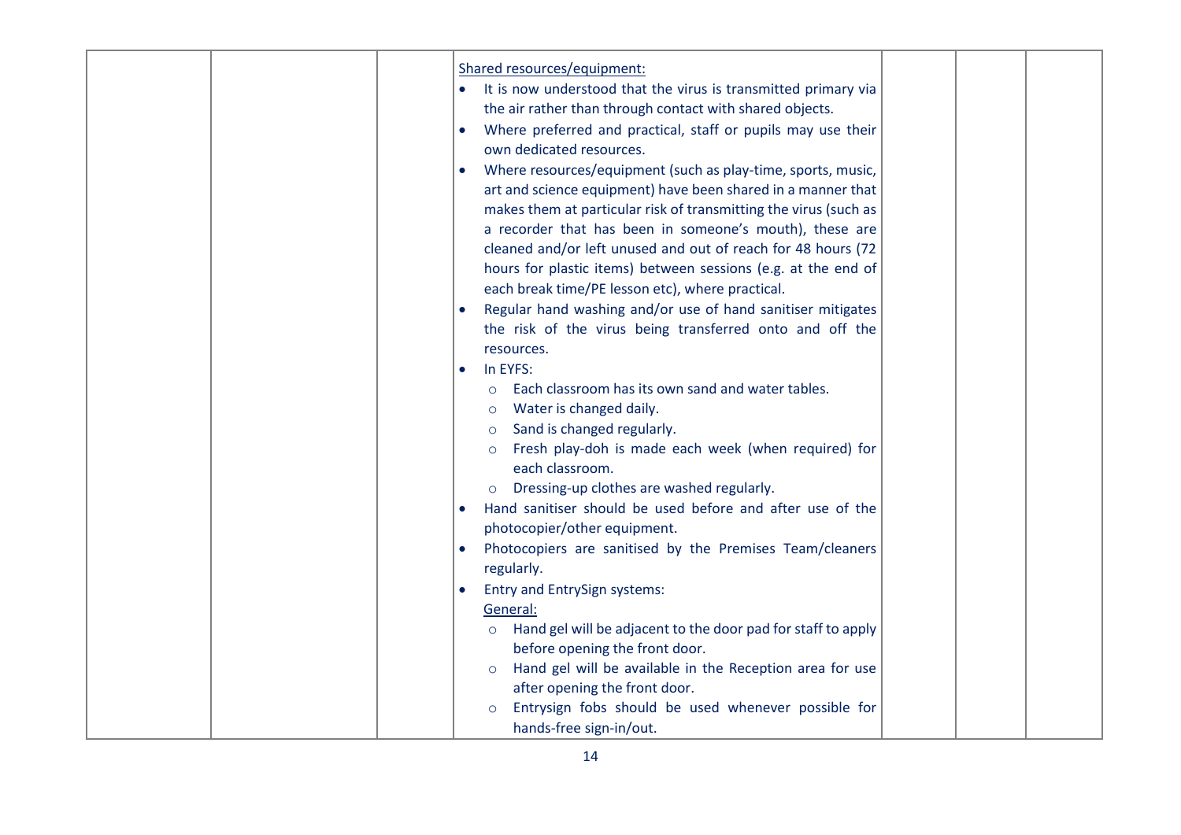| | | | | | | |
|---|---|---|---|---|---|---|
| | | | <u>Shared resources/equipment:</u><br>• It is now understood that the virus is transmitted primary via the air rather than through contact with shared objects.<br>• Where preferred and practical, staff or pupils may use their own dedicated resources.<br>• Where resources/equipment (such as play-time, sports, music, art and science equipment) have been shared in a manner that makes them at particular risk of transmitting the virus (such as a recorder that has been in someone's mouth), these are cleaned and/or left unused and out of reach for 48 hours (72 hours for plastic items) between sessions (e.g. at the end of each break time/PE lesson etc), where practical.<br>• Regular hand washing and/or use of hand sanitiser mitigates the risk of the virus being transferred onto and off the resources.<br>• In EYFS:<br>&nbsp;&nbsp;&nbsp;&nbsp;o Each classroom has its own sand and water tables.<br>&nbsp;&nbsp;&nbsp;&nbsp;o Water is changed daily.<br>&nbsp;&nbsp;&nbsp;&nbsp;o Sand is changed regularly.<br>&nbsp;&nbsp;&nbsp;&nbsp;o Fresh play-doh is made each week (when required) for each classroom.<br>&nbsp;&nbsp;&nbsp;&nbsp;o Dressing-up clothes are washed regularly.<br>• Hand sanitiser should be used before and after use of the photocopier/other equipment.<br>• Photocopiers are sanitised by the Premises Team/cleaners regularly.<br>• Entry and EntrySign systems:<br><u>General:</u><br>&nbsp;&nbsp;&nbsp;&nbsp;o Hand gel will be adjacent to the door pad for staff to apply before opening the front door.<br>&nbsp;&nbsp;&nbsp;&nbsp;o Hand gel will be available in the Reception area for use after opening the front door.<br>&nbsp;&nbsp;&nbsp;&nbsp;o Entrysign fobs should be used whenever possible for hands-free sign-in/out. | | | |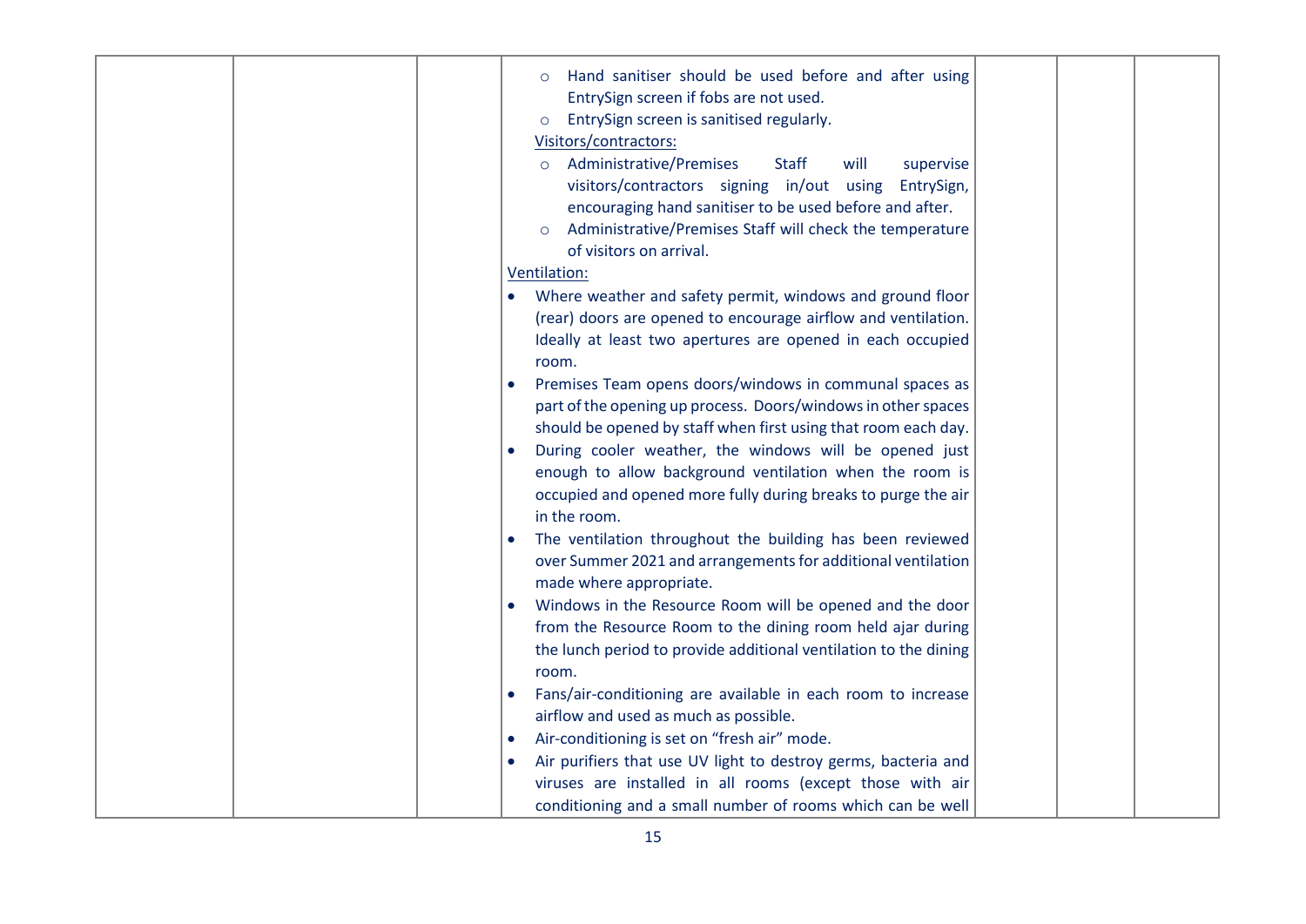| | | | | | | |
|---|---|---|---|---|---|---|
| | | | ◦ Hand sanitiser should be used before and after using EntrySign screen if fobs are not used.<br>◦ EntrySign screen is sanitised regularly.<br>Visitors/contractors:<br>◦ Administrative/Premises Staff will supervise visitors/contractors signing in/out using EntrySign, encouraging hand sanitiser to be used before and after.<br>◦ Administrative/Premises Staff will check the temperature of visitors on arrival.<br>Ventilation:<br>• Where weather and safety permit, windows and ground floor (rear) doors are opened to encourage airflow and ventilation. Ideally at least two apertures are opened in each occupied room.<br>• Premises Team opens doors/windows in communal spaces as part of the opening up process. Doors/windows in other spaces should be opened by staff when first using that room each day.<br>• During cooler weather, the windows will be opened just enough to allow background ventilation when the room is occupied and opened more fully during breaks to purge the air in the room.<br>• The ventilation throughout the building has been reviewed over Summer 2021 and arrangements for additional ventilation made where appropriate.<br>• Windows in the Resource Room will be opened and the door from the Resource Room to the dining room held ajar during the lunch period to provide additional ventilation to the dining room.<br>• Fans/air-conditioning are available in each room to increase airflow and used as much as possible.<br>• Air-conditioning is set on "fresh air" mode.<br>• Air purifiers that use UV light to destroy germs, bacteria and viruses are installed in all rooms (except those with air conditioning and a small number of rooms which can be well | | | |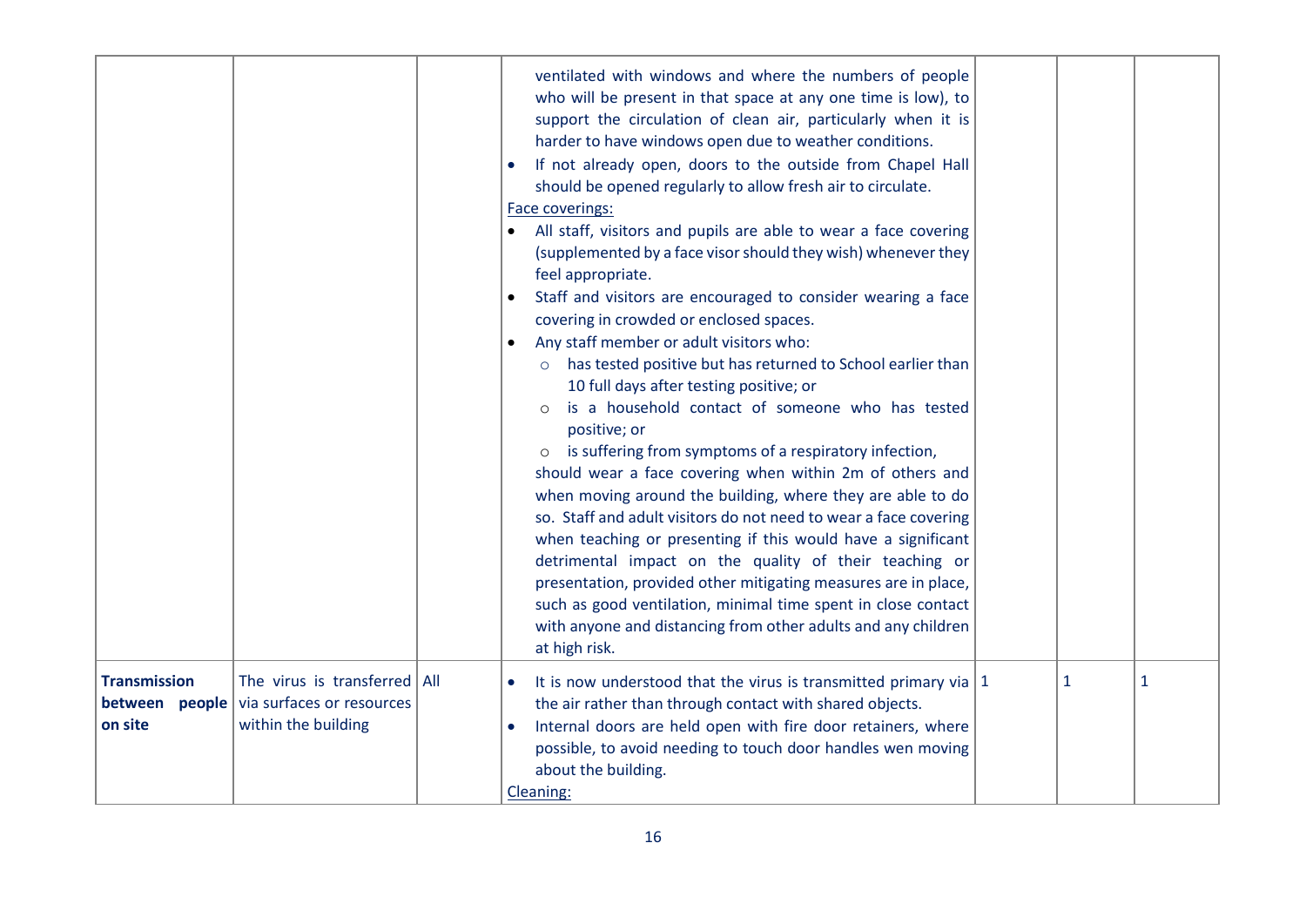| | | | | | | |
|---|---|---|---|---|---|---|
| | | | ventilated with windows and where the numbers of people who will be present in that space at any one time is low), to support the circulation of clean air, particularly when it is harder to have windows open due to weather conditions.<br>• If not already open, doors to the outside from Chapel Hall should be opened regularly to allow fresh air to circulate.<br>Face coverings:<br>• All staff, visitors and pupils are able to wear a face covering (supplemented by a face visor should they wish) whenever they feel appropriate.<br>• Staff and visitors are encouraged to consider wearing a face covering in crowded or enclosed spaces.<br>• Any staff member or adult visitors who:<br>  ○ has tested positive but has returned to School earlier than 10 full days after testing positive; or<br>  ○ is a household contact of someone who has tested positive; or<br>  ○ is suffering from symptoms of a respiratory infection,<br>should wear a face covering when within 2m of others and when moving around the building, where they are able to do so. Staff and adult visitors do not need to wear a face covering when teaching or presenting if this would have a significant detrimental impact on the quality of their teaching or presentation, provided other mitigating measures are in place, such as good ventilation, minimal time spent in close contact with anyone and distancing from other adults and any children at high risk. | | | |
| **Transmission between people on site** | The virus is transferred via surfaces or resources within the building | All | • It is now understood that the virus is transmitted primary via the air rather than through contact with shared objects.<br>• Internal doors are held open with fire door retainers, where possible, to avoid needing to touch door handles wen moving about the building.<br>Cleaning: | 1 | 1 | 1 |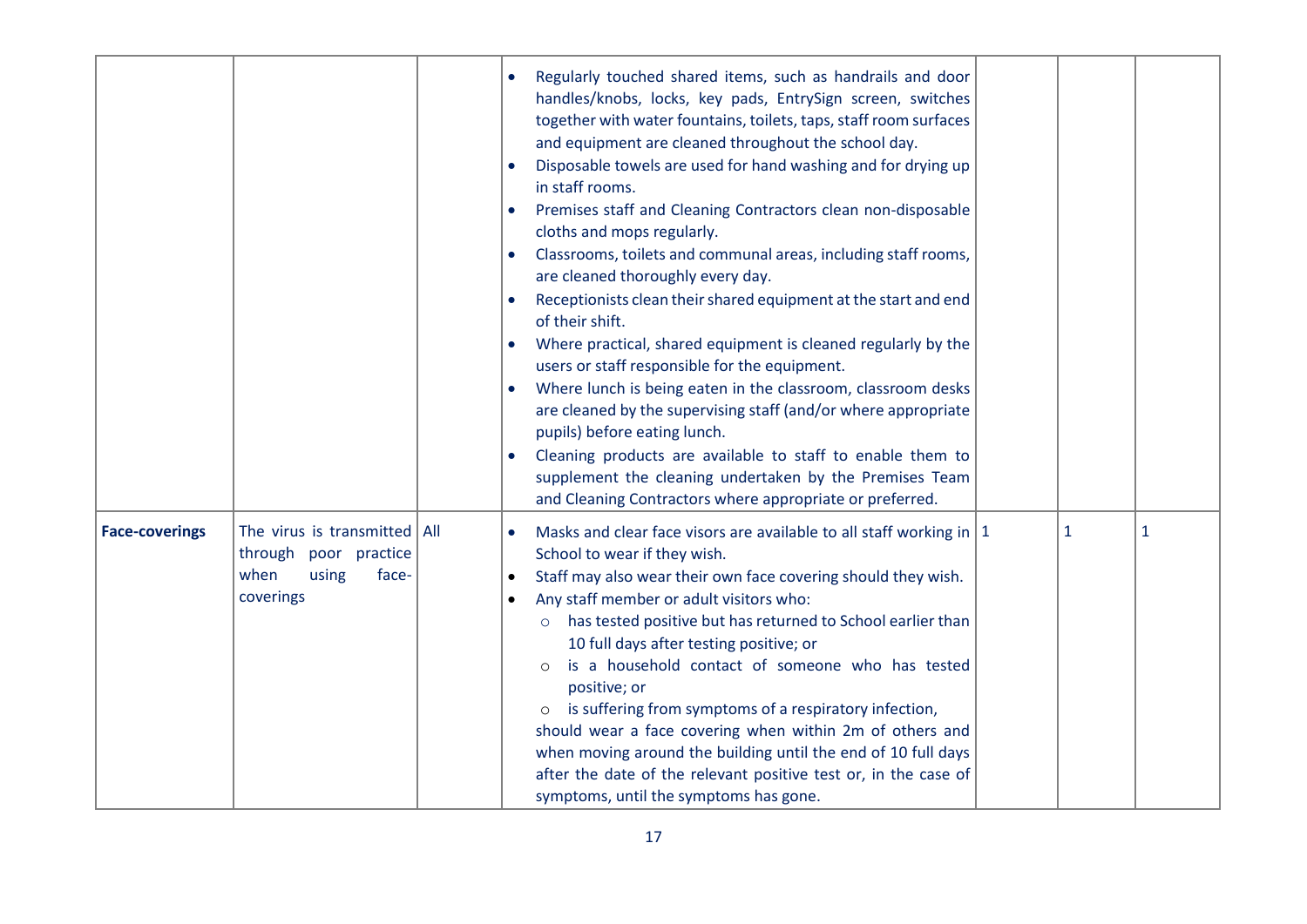| | | | | | | |
|---|---|---|---|---|---|---|
| | | | • Regularly touched shared items, such as handrails and door handles/knobs, locks, key pads, EntrySign screen, switches together with water fountains, toilets, taps, staff room surfaces and equipment are cleaned throughout the school day.<br>• Disposable towels are used for hand washing and for drying up in staff rooms.<br>• Premises staff and Cleaning Contractors clean non-disposable cloths and mops regularly.<br>• Classrooms, toilets and communal areas, including staff rooms, are cleaned thoroughly every day.<br>• Receptionists clean their shared equipment at the start and end of their shift.<br>• Where practical, shared equipment is cleaned regularly by the users or staff responsible for the equipment.<br>• Where lunch is being eaten in the classroom, classroom desks are cleaned by the supervising staff (and/or where appropriate pupils) before eating lunch.<br>• Cleaning products are available to staff to enable them to supplement the cleaning undertaken by the Premises Team and Cleaning Contractors where appropriate or preferred. | | | |
| **Face-coverings** | The virus is transmitted through poor practice when using face-coverings | All | • Masks and clear face visors are available to all staff working in School to wear if they wish.<br>• Staff may also wear their own face covering should they wish.<br>• Any staff member or adult visitors who:<br>&nbsp;&nbsp;○ has tested positive but has returned to School earlier than 10 full days after testing positive; or<br>&nbsp;&nbsp;○ is a household contact of someone who has tested positive; or<br>&nbsp;&nbsp;○ is suffering from symptoms of a respiratory infection,<br>should wear a face covering when within 2m of others and when moving around the building until the end of 10 full days after the date of the relevant positive test or, in the case of symptoms, until the symptoms has gone. | 1 | 1 | 1 |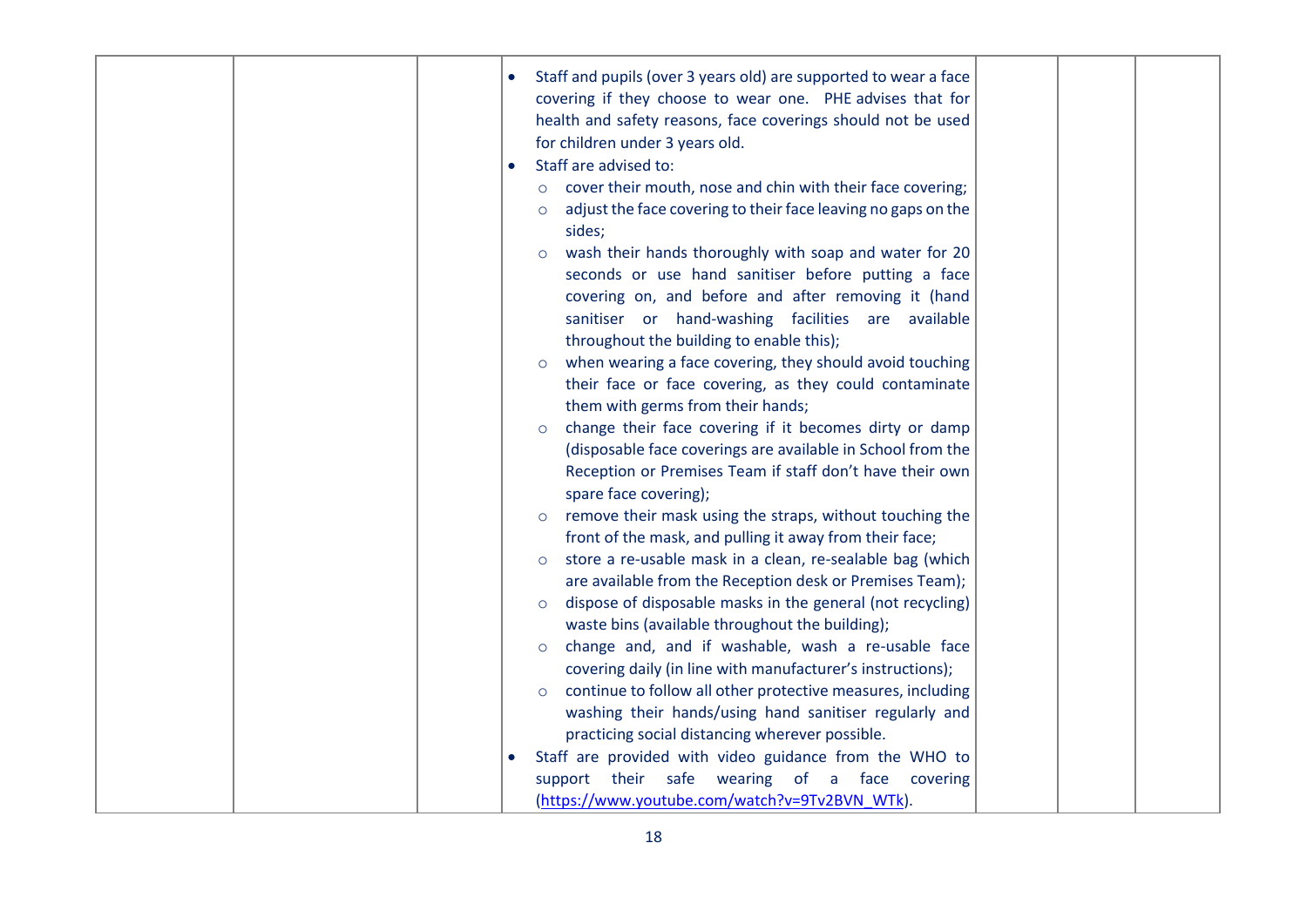| | | | | | | |
|---|---|---|---|---|---|---|
| | | | • Staff and pupils (over 3 years old) are supported to wear a face covering if they choose to wear one. PHE advises that for health and safety reasons, face coverings should not be used for children under 3 years old.<br>• Staff are advised to:<br>&nbsp;&nbsp;○ cover their mouth, nose and chin with their face covering;<br>&nbsp;&nbsp;○ adjust the face covering to their face leaving no gaps on the sides;<br>&nbsp;&nbsp;○ wash their hands thoroughly with soap and water for 20 seconds or use hand sanitiser before putting a face covering on, and before and after removing it (hand sanitiser or hand-washing facilities are available throughout the building to enable this);<br>&nbsp;&nbsp;○ when wearing a face covering, they should avoid touching their face or face covering, as they could contaminate them with germs from their hands;<br>&nbsp;&nbsp;○ change their face covering if it becomes dirty or damp (disposable face coverings are available in School from the Reception or Premises Team if staff don't have their own spare face covering);<br>&nbsp;&nbsp;○ remove their mask using the straps, without touching the front of the mask, and pulling it away from their face;<br>&nbsp;&nbsp;○ store a re-usable mask in a clean, re-sealable bag (which are available from the Reception desk or Premises Team);<br>&nbsp;&nbsp;○ dispose of disposable masks in the general (not recycling) waste bins (available throughout the building);<br>&nbsp;&nbsp;○ change and, and if washable, wash a re-usable face covering daily (in line with manufacturer's instructions);<br>&nbsp;&nbsp;○ continue to follow all other protective measures, including washing their hands/using hand sanitiser regularly and practicing social distancing wherever possible.<br>• Staff are provided with video guidance from the WHO to support their safe wearing of a face covering (https://www.youtube.com/watch?v=9Tv2BVN_WTk). | | | |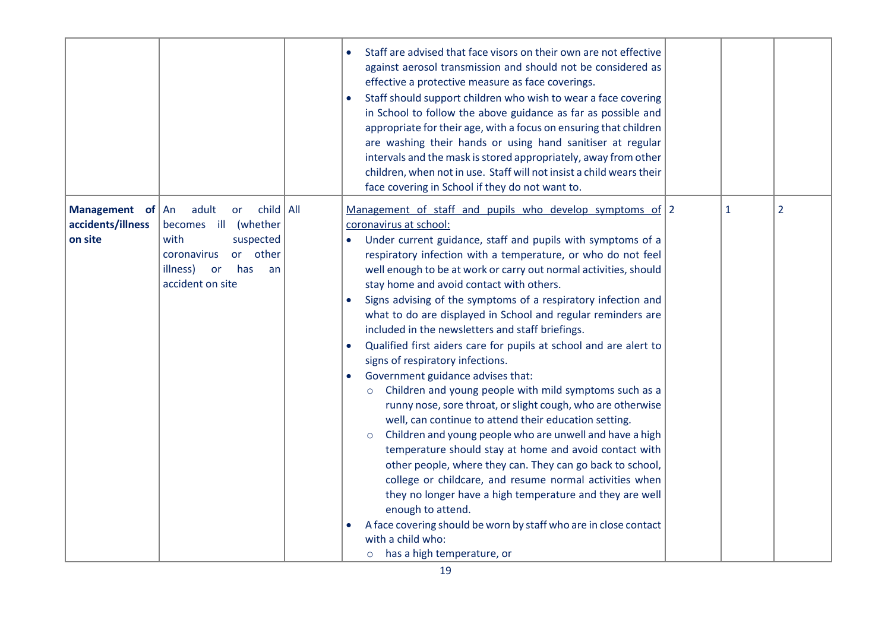| | | | | | | |
|---|---|---|---|---|---|---|
| | | | • Staff are advised that face visors on their own are not effective against aerosol transmission and should not be considered as effective a protective measure as face coverings.<br>• Staff should support children who wish to wear a face covering in School to follow the above guidance as far as possible and appropriate for their age, with a focus on ensuring that children are washing their hands or using hand sanitiser at regular intervals and the mask is stored appropriately, away from other children, when not in use. Staff will not insist a child wears their face covering in School if they do not want to. | | | |
| **Management of accidents/illness on site** | An adult or child becomes ill (whether with suspected coronavirus or other illness) or has an accident on site | All | <u>Management of staff and pupils who develop symptoms of coronavirus at school:</u><br>• Under current guidance, staff and pupils with symptoms of a respiratory infection with a temperature, or who do not feel well enough to be at work or carry out normal activities, should stay home and avoid contact with others.<br>• Signs advising of the symptoms of a respiratory infection and what to do are displayed in School and regular reminders are included in the newsletters and staff briefings.<br>• Qualified first aiders care for pupils at school and are alert to signs of respiratory infections.<br>• Government guidance advises that:<br>  ○ Children and young people with mild symptoms such as a runny nose, sore throat, or slight cough, who are otherwise well, can continue to attend their education setting.<br>  ○ Children and young people who are unwell and have a high temperature should stay at home and avoid contact with other people, where they can. They can go back to school, college or childcare, and resume normal activities when they no longer have a high temperature and they are well enough to attend.<br>• A face covering should be worn by staff who are in close contact with a child who:<br>  ○ has a high temperature, or | 2 | 1 | 2 |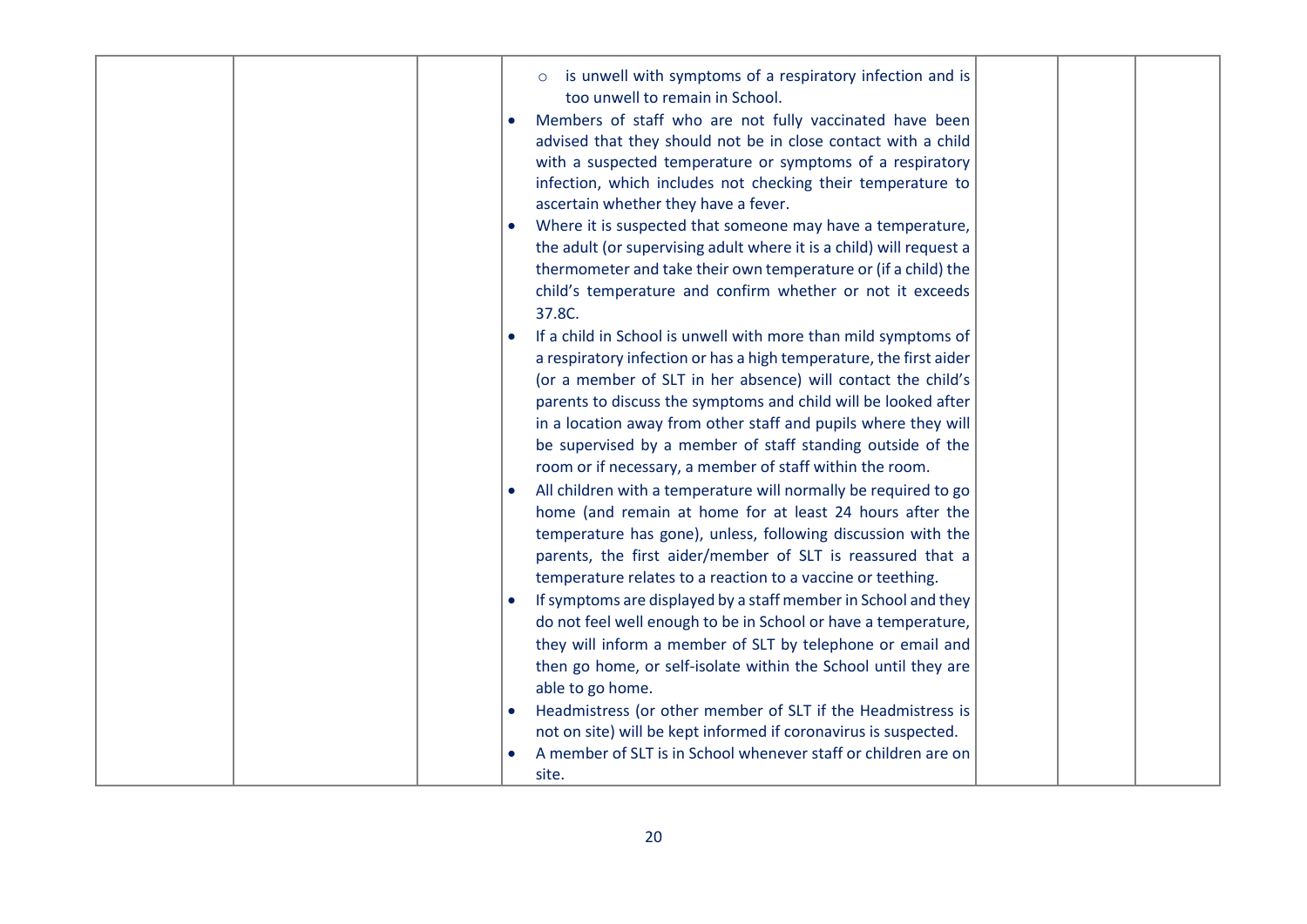| | | | | | | |
|---|---|---|---|---|---|---|
| | | | ○ is unwell with symptoms of a respiratory infection and is too unwell to remain in School.<br>• Members of staff who are not fully vaccinated have been advised that they should not be in close contact with a child with a suspected temperature or symptoms of a respiratory infection, which includes not checking their temperature to ascertain whether they have a fever.<br>• Where it is suspected that someone may have a temperature, the adult (or supervising adult where it is a child) will request a thermometer and take their own temperature or (if a child) the child's temperature and confirm whether or not it exceeds 37.8C.<br>• If a child in School is unwell with more than mild symptoms of a respiratory infection or has a high temperature, the first aider (or a member of SLT in her absence) will contact the child's parents to discuss the symptoms and child will be looked after in a location away from other staff and pupils where they will be supervised by a member of staff standing outside of the room or if necessary, a member of staff within the room.<br>• All children with a temperature will normally be required to go home (and remain at home for at least 24 hours after the temperature has gone), unless, following discussion with the parents, the first aider/member of SLT is reassured that a temperature relates to a reaction to a vaccine or teething.<br>• If symptoms are displayed by a staff member in School and they do not feel well enough to be in School or have a temperature, they will inform a member of SLT by telephone or email and then go home, or self-isolate within the School until they are able to go home.<br>• Headmistress (or other member of SLT if the Headmistress is not on site) will be kept informed if coronavirus is suspected.<br>• A member of SLT is in School whenever staff or children are on site. | | | |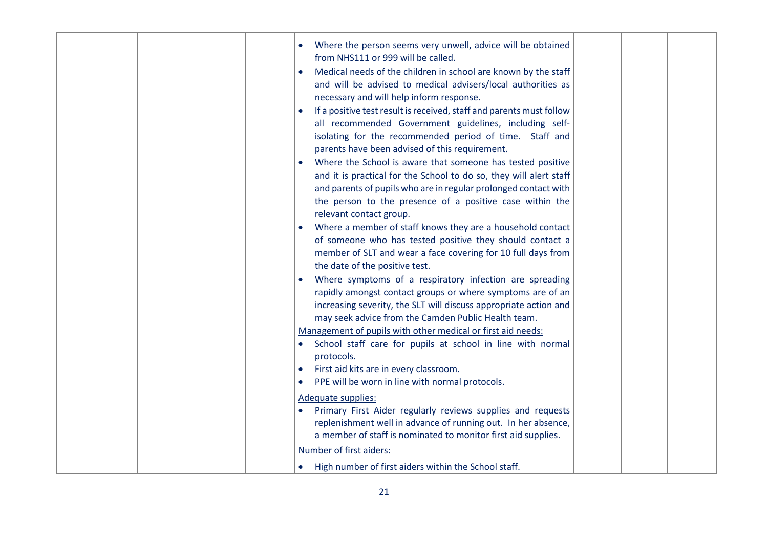| | | | | | | |
|---|---|---|---|---|---|---|
| | | | • Where the person seems very unwell, advice will be obtained from NHS111 or 999 will be called.<br>• Medical needs of the children in school are known by the staff and will be advised to medical advisers/local authorities as necessary and will help inform response.<br>• If a positive test result is received, staff and parents must follow all recommended Government guidelines, including self-isolating for the recommended period of time. Staff and parents have been advised of this requirement.<br>• Where the School is aware that someone has tested positive and it is practical for the School to do so, they will alert staff and parents of pupils who are in regular prolonged contact with the person to the presence of a positive case within the relevant contact group.<br>• Where a member of staff knows they are a household contact of someone who has tested positive they should contact a member of SLT and wear a face covering for 10 full days from the date of the positive test.<br>• Where symptoms of a respiratory infection are spreading rapidly amongst contact groups or where symptoms are of an increasing severity, the SLT will discuss appropriate action and may seek advice from the Camden Public Health team.<br><u>Management of pupils with other medical or first aid needs:</u><br>• School staff care for pupils at school in line with normal protocols.<br>• First aid kits are in every classroom.<br>• PPE will be worn in line with normal protocols.<br><u>Adequate supplies:</u><br>• Primary First Aider regularly reviews supplies and requests replenishment well in advance of running out. In her absence, a member of staff is nominated to monitor first aid supplies.<br><u>Number of first aiders:</u><br>• High number of first aiders within the School staff. | | | |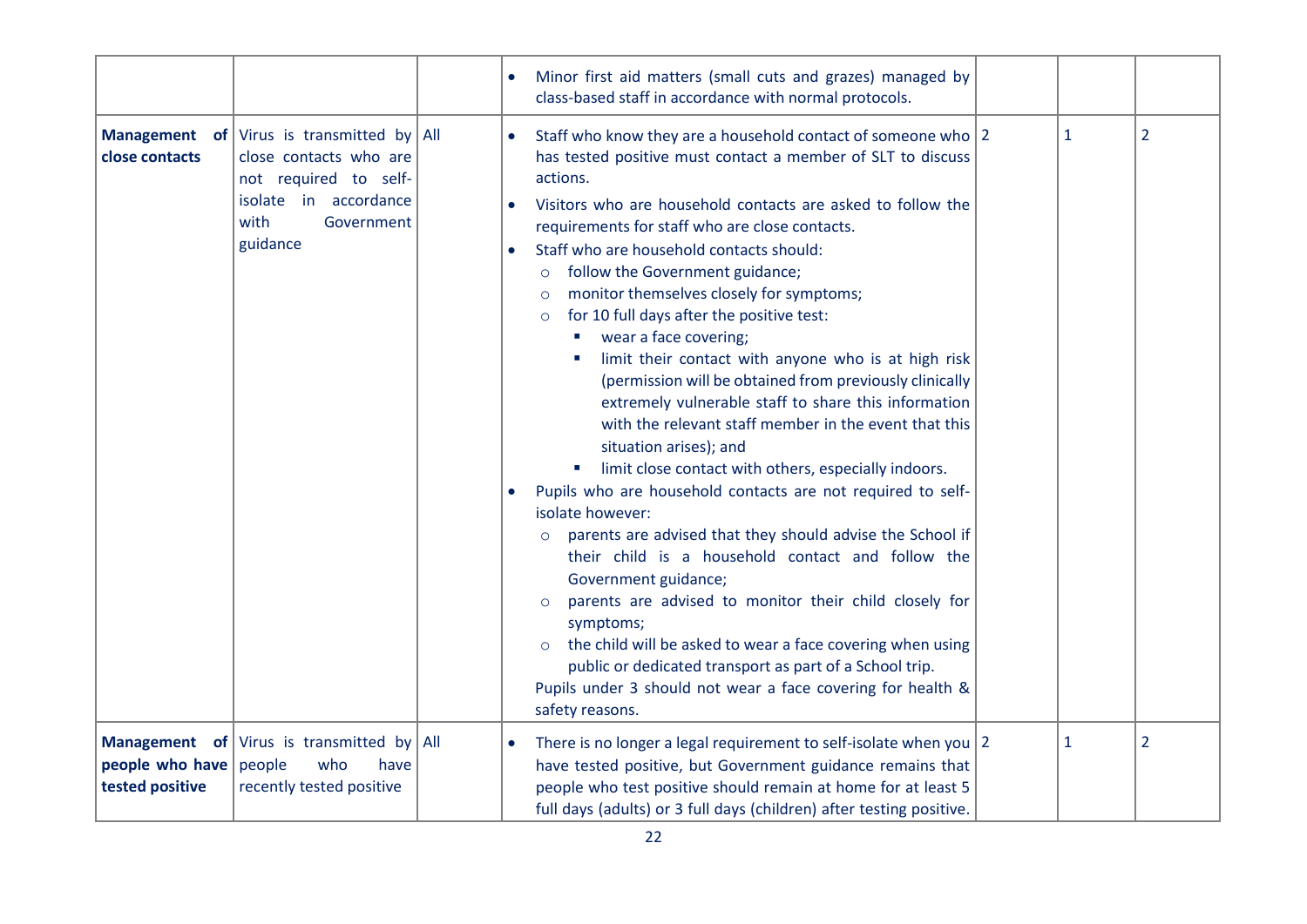| | | | | | | |
|---|---|---|---|---|---|---|
| | | | • Minor first aid matters (small cuts and grazes) managed by class-based staff in accordance with normal protocols. | | | |
| **Management of close contacts** | Virus is transmitted by close contacts who are not required to self-isolate in accordance with Government guidance | All | • Staff who know they are a household contact of someone who has tested positive must contact a member of SLT to discuss actions.<br>• Visitors who are household contacts are asked to follow the requirements for staff who are close contacts.<br>• Staff who are household contacts should:<br>  ○ follow the Government guidance;<br>  ○ monitor themselves closely for symptoms;<br>  ○ for 10 full days after the positive test:<br>    ▪ wear a face covering;<br>    ▪ limit their contact with anyone who is at high risk (permission will be obtained from previously clinically extremely vulnerable staff to share this information with the relevant staff member in the event that this situation arises); and<br>    ▪ limit close contact with others, especially indoors.<br>• Pupils who are household contacts are not required to self-isolate however:<br>  ○ parents are advised that they should advise the School if their child is a household contact and follow the Government guidance;<br>  ○ parents are advised to monitor their child closely for symptoms;<br>  ○ the child will be asked to wear a face covering when using public or dedicated transport as part of a School trip.<br>Pupils under 3 should not wear a face covering for health & safety reasons. | 2 | 1 | 2 |
| **Management of people who have tested positive** | Virus is transmitted by people who have recently tested positive | All | • There is no longer a legal requirement to self-isolate when you have tested positive, but Government guidance remains that people who test positive should remain at home for at least 5 full days (adults) or 3 full days (children) after testing positive. | 2 | 1 | 2 |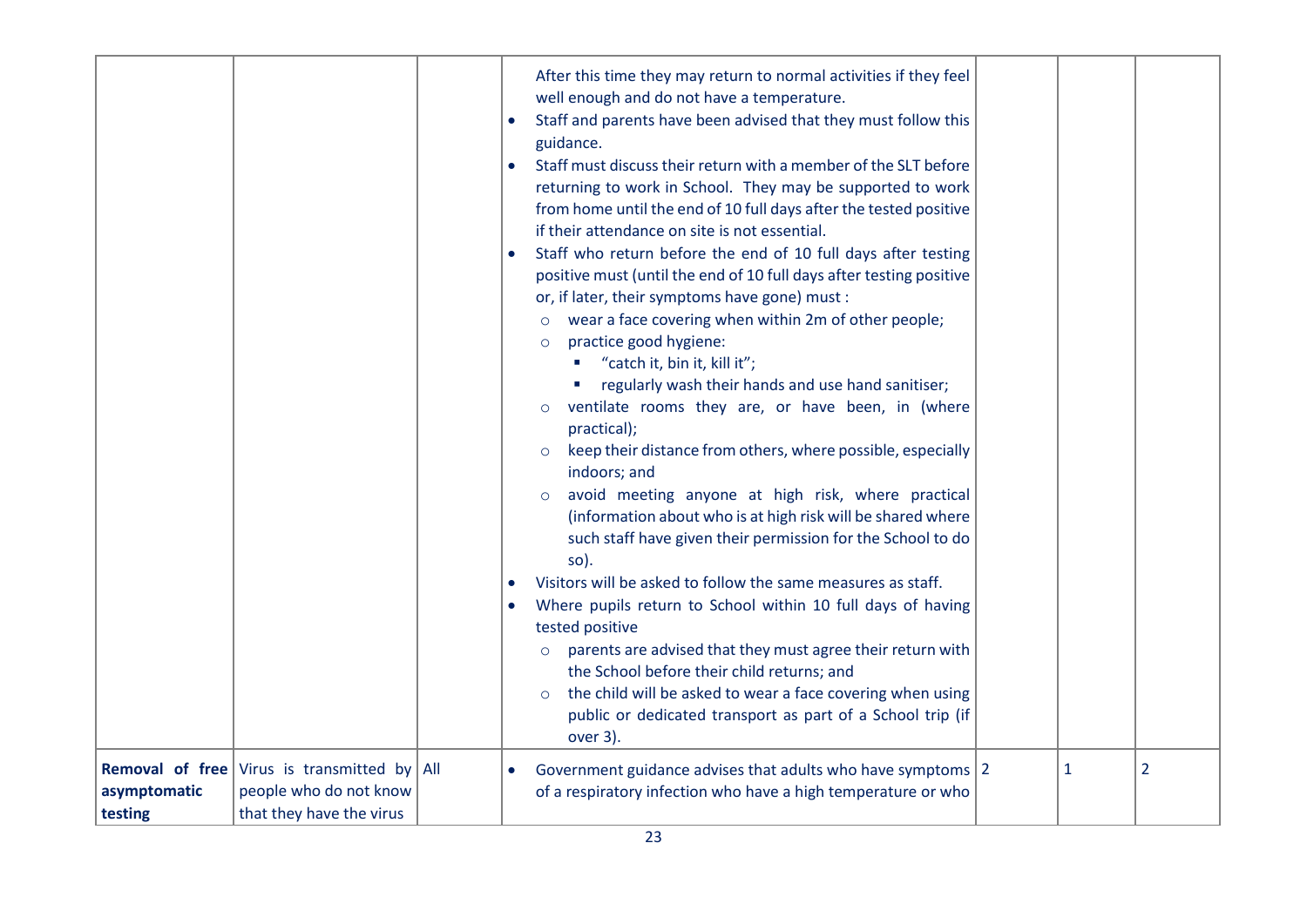| | | | | | | |
|---|---|---|---|---|---|---|
| | | | After this time they may return to normal activities if they feel well enough and do not have a temperature.<br>• Staff and parents have been advised that they must follow this guidance.<br>• Staff must discuss their return with a member of the SLT before returning to work in School. They may be supported to work from home until the end of 10 full days after the tested positive if their attendance on site is not essential.<br>• Staff who return before the end of 10 full days after testing positive must (until the end of 10 full days after testing positive or, if later, their symptoms have gone) must :<br>  ○ wear a face covering when within 2m of other people;<br>  ○ practice good hygiene:<br>    ▪ "catch it, bin it, kill it";<br>    ▪ regularly wash their hands and use hand sanitiser;<br>  ○ ventilate rooms they are, or have been, in (where practical);<br>  ○ keep their distance from others, where possible, especially indoors; and<br>  ○ avoid meeting anyone at high risk, where practical (information about who is at high risk will be shared where such staff have given their permission for the School to do so).<br>• Visitors will be asked to follow the same measures as staff.<br>• Where pupils return to School within 10 full days of having tested positive<br>  ○ parents are advised that they must agree their return with the School before their child returns; and<br>  ○ the child will be asked to wear a face covering when using public or dedicated transport as part of a School trip (if over 3). | | | |
| **Removal of free asymptomatic testing** | Virus is transmitted by people who do not know that they have the virus | All | • Government guidance advises that adults who have symptoms of a respiratory infection who have a high temperature or who | 2 | 1 | 2 |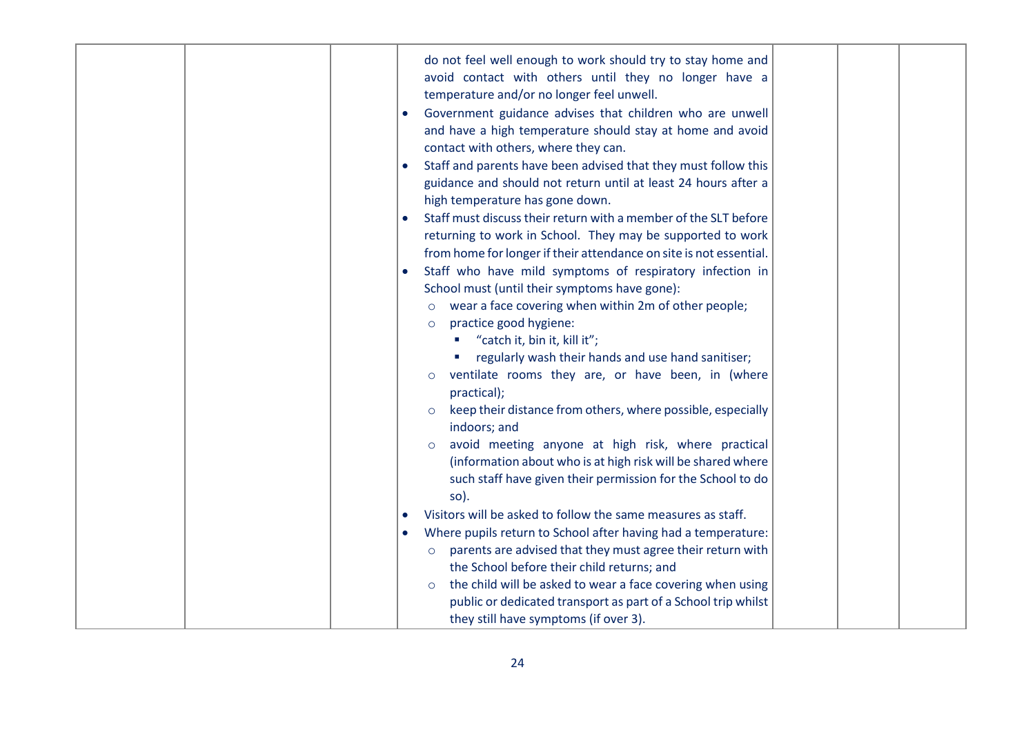| | | | | | | |
|---|---|---|---|---|---|---|
| | | | do not feel well enough to work should try to stay home and avoid contact with others until they no longer have a temperature and/or no longer feel unwell.<br>• Government guidance advises that children who are unwell and have a high temperature should stay at home and avoid contact with others, where they can.<br>• Staff and parents have been advised that they must follow this guidance and should not return until at least 24 hours after a high temperature has gone down.<br>• Staff must discuss their return with a member of the SLT before returning to work in School. They may be supported to work from home for longer if their attendance on site is not essential.<br>• Staff who have mild symptoms of respiratory infection in School must (until their symptoms have gone):<br>&nbsp;&nbsp;○ wear a face covering when within 2m of other people;<br>&nbsp;&nbsp;○ practice good hygiene:<br>&nbsp;&nbsp;&nbsp;&nbsp;▪ "catch it, bin it, kill it";<br>&nbsp;&nbsp;&nbsp;&nbsp;▪ regularly wash their hands and use hand sanitiser;<br>&nbsp;&nbsp;○ ventilate rooms they are, or have been, in (where practical);<br>&nbsp;&nbsp;○ keep their distance from others, where possible, especially indoors; and<br>&nbsp;&nbsp;○ avoid meeting anyone at high risk, where practical (information about who is at high risk will be shared where such staff have given their permission for the School to do so).<br>• Visitors will be asked to follow the same measures as staff.<br>• Where pupils return to School after having had a temperature:<br>&nbsp;&nbsp;○ parents are advised that they must agree their return with the School before their child returns; and<br>&nbsp;&nbsp;○ the child will be asked to wear a face covering when using public or dedicated transport as part of a School trip whilst they still have symptoms (if over 3). | | | |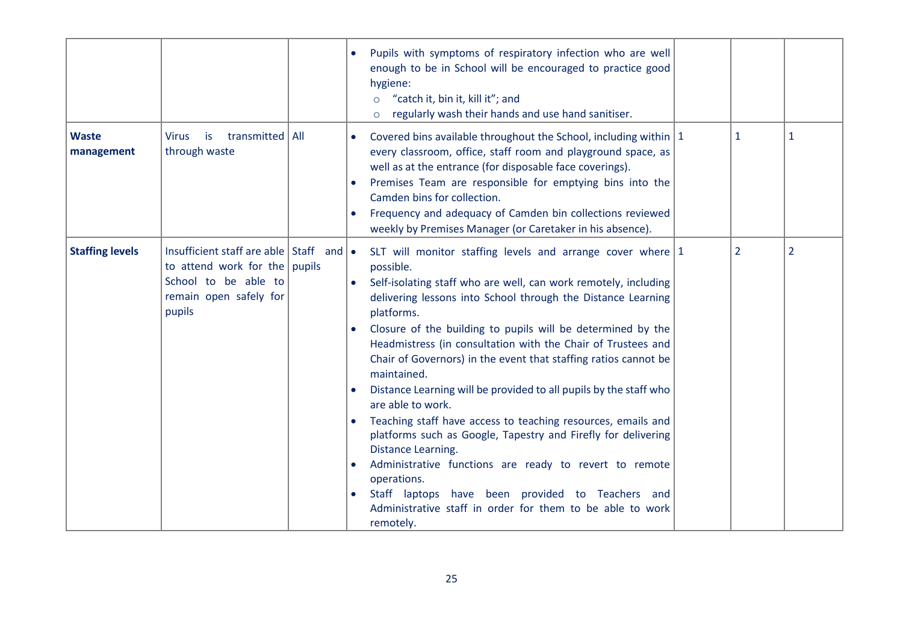| | | | | | | |
|---|---|---|---|---|---|---|
| | | | • Pupils with symptoms of respiratory infection who are well enough to be in School will be encouraged to practice good hygiene:<br>  ○ "catch it, bin it, kill it"; and<br>  ○ regularly wash their hands and use hand sanitiser. | | | |
| **Waste management** | Virus is transmitted through waste | All | • Covered bins available throughout the School, including within every classroom, office, staff room and playground space, as well as at the entrance (for disposable face coverings).<br>• Premises Team are responsible for emptying bins into the Camden bins for collection.<br>• Frequency and adequacy of Camden bin collections reviewed weekly by Premises Manager (or Caretaker in his absence). | 1 | 1 | 1 |
| **Staffing levels** | Insufficient staff are able to attend work for the School to be able to remain open safely for pupils | Staff and pupils | • SLT will monitor staffing levels and arrange cover where possible.<br>• Self-isolating staff who are well, can work remotely, including delivering lessons into School through the Distance Learning platforms.<br>• Closure of the building to pupils will be determined by the Headmistress (in consultation with the Chair of Trustees and Chair of Governors) in the event that staffing ratios cannot be maintained.<br>• Distance Learning will be provided to all pupils by the staff who are able to work.<br>• Teaching staff have access to teaching resources, emails and platforms such as Google, Tapestry and Firefly for delivering Distance Learning.<br>• Administrative functions are ready to revert to remote operations.<br>• Staff laptops have been provided to Teachers and Administrative staff in order for them to be able to work remotely. | 1 | 2 | 2 |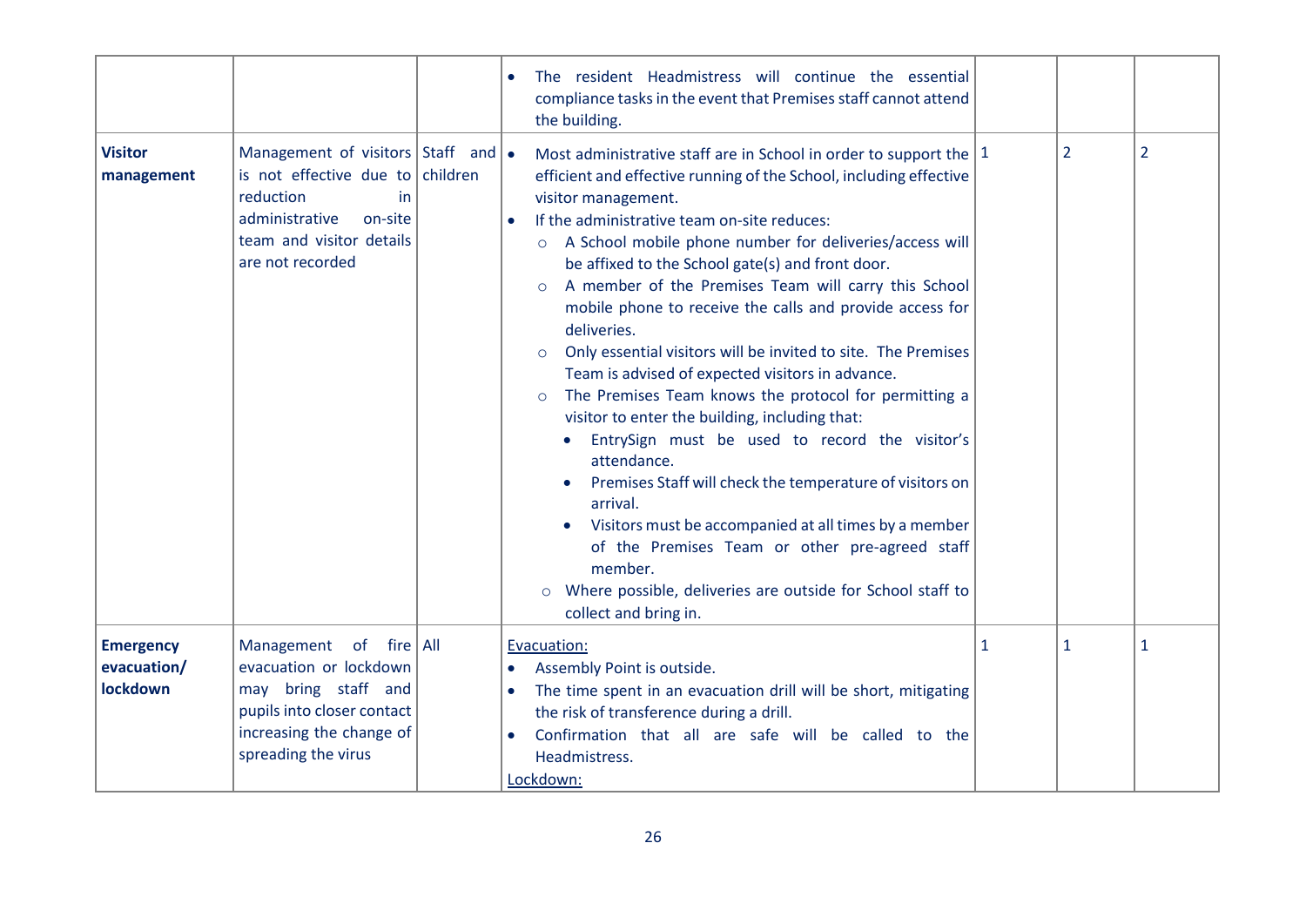| | | | | | | |
|---|---|---|---|---|---|---|
| | | | • The resident Headmistress will continue the essential compliance tasks in the event that Premises staff cannot attend the building. | | | |
| **Visitor management** | Management of visitors is not effective due to reduction in administrative on-site team and visitor details are not recorded | Staff and children | • Most administrative staff are in School in order to support the efficient and effective running of the School, including effective visitor management.<br>• If the administrative team on-site reduces:<br>  ○ A School mobile phone number for deliveries/access will be affixed to the School gate(s) and front door.<br>  ○ A member of the Premises Team will carry this School mobile phone to receive the calls and provide access for deliveries.<br>  ○ Only essential visitors will be invited to site. The Premises Team is advised of expected visitors in advance.<br>  ○ The Premises Team knows the protocol for permitting a visitor to enter the building, including that:<br>    • EntrySign must be used to record the visitor's attendance.<br>    • Premises Staff will check the temperature of visitors on arrival.<br>    • Visitors must be accompanied at all times by a member of the Premises Team or other pre-agreed staff member.<br>  ○ Where possible, deliveries are outside for School staff to collect and bring in. | 1 | 2 | 2 |
| **Emergency evacuation/ lockdown** | Management of fire evacuation or lockdown may bring staff and pupils into closer contact increasing the change of spreading the virus | All | Evacuation:<br>• Assembly Point is outside.<br>• The time spent in an evacuation drill will be short, mitigating the risk of transference during a drill.<br>• Confirmation that all are safe will be called to the Headmistress.<br>Lockdown: | 1 | 1 | 1 |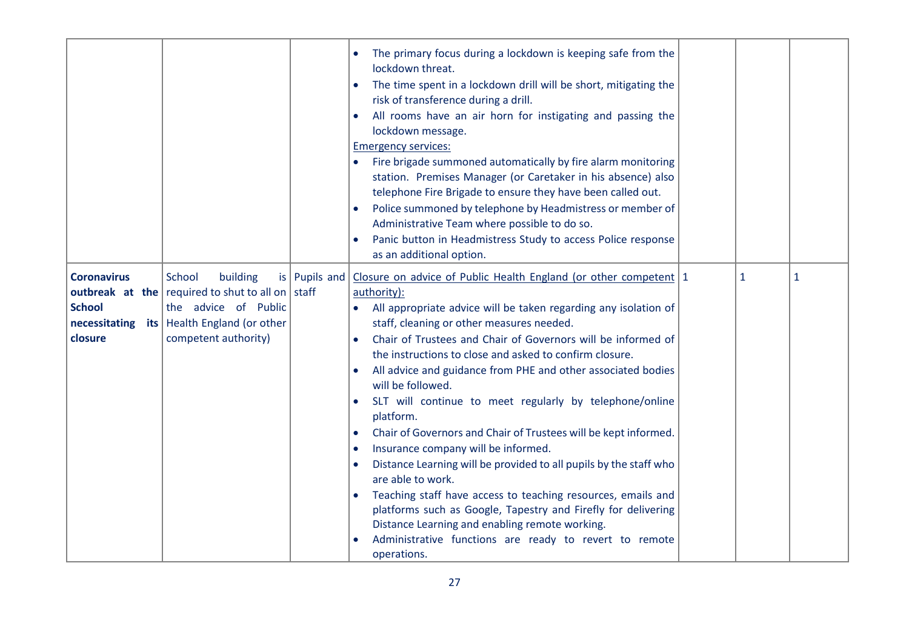| | | | | | | |
|---|---|---|---|---|---|---|
| | | | • The primary focus during a lockdown is keeping safe from the lockdown threat.<br>• The time spent in a lockdown drill will be short, mitigating the risk of transference during a drill.<br>• All rooms have an air horn for instigating and passing the lockdown message.<br>Emergency services:<br>• Fire brigade summoned automatically by fire alarm monitoring station. Premises Manager (or Caretaker in his absence) also telephone Fire Brigade to ensure they have been called out.<br>• Police summoned by telephone by Headmistress or member of Administrative Team where possible to do so.<br>• Panic button in Headmistress Study to access Police response as an additional option. | | | |
| **Coronavirus outbreak at the School necessitating its closure** | School building is required to shut to all on the advice of Public Health England (or other competent authority) | Pupils and staff | Closure on advice of Public Health England (or other competent authority):<br>• All appropriate advice will be taken regarding any isolation of staff, cleaning or other measures needed.<br>• Chair of Trustees and Chair of Governors will be informed of the instructions to close and asked to confirm closure.<br>• All advice and guidance from PHE and other associated bodies will be followed.<br>• SLT will continue to meet regularly by telephone/online platform.<br>• Chair of Governors and Chair of Trustees will be kept informed.<br>• Insurance company will be informed.<br>• Distance Learning will be provided to all pupils by the staff who are able to work.<br>• Teaching staff have access to teaching resources, emails and platforms such as Google, Tapestry and Firefly for delivering Distance Learning and enabling remote working.<br>• Administrative functions are ready to revert to remote operations. | 1 | 1 | 1 |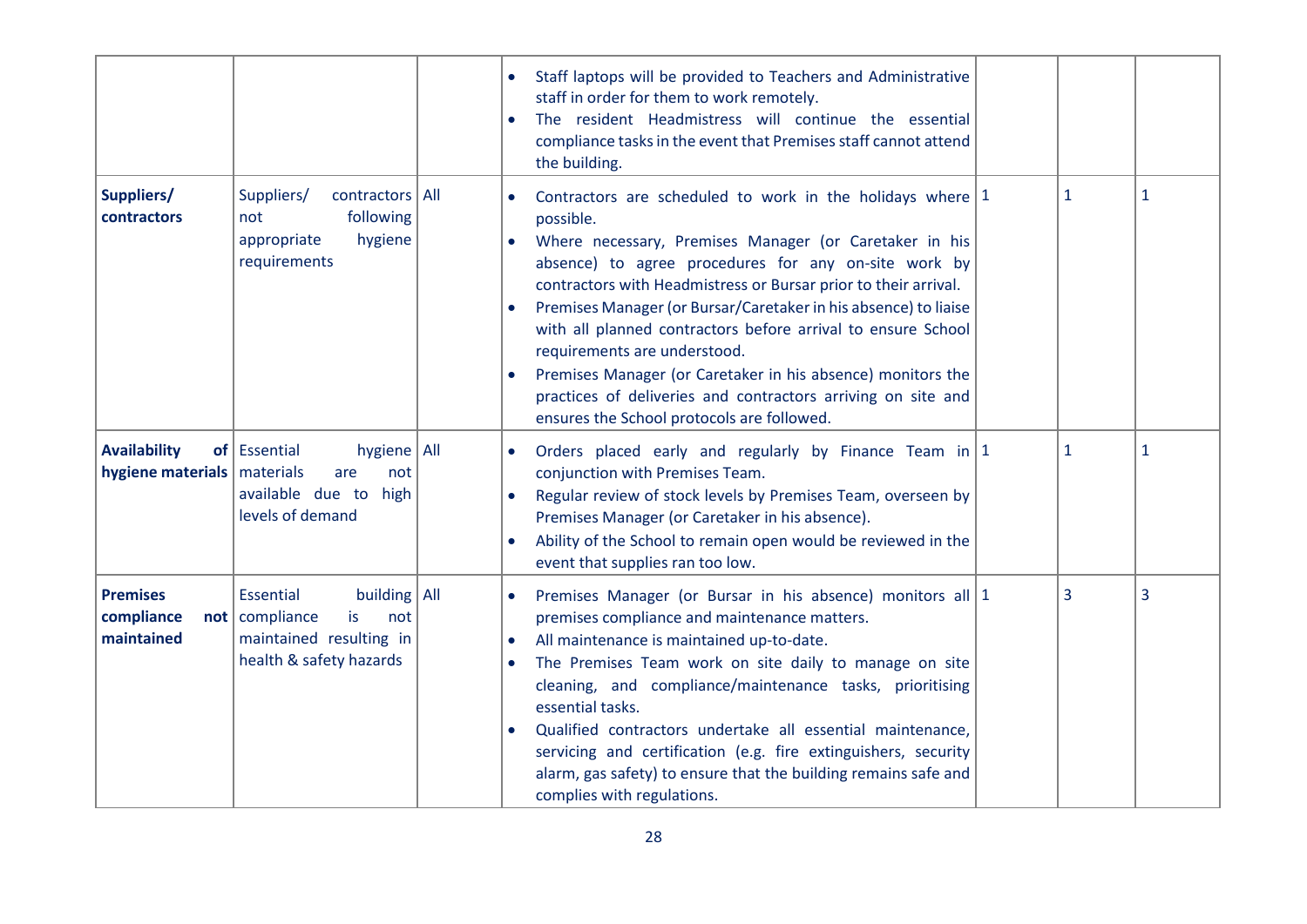| | | | | | | |
|---|---|---|---|---|---|---|
| | | | • Staff laptops will be provided to Teachers and Administrative staff in order for them to work remotely.<br>• The resident Headmistress will continue the essential compliance tasks in the event that Premises staff cannot attend the building. | | | |
| **Suppliers/ contractors** | Suppliers/ contractors not following appropriate hygiene requirements | All | • Contractors are scheduled to work in the holidays where possible.<br>• Where necessary, Premises Manager (or Caretaker in his absence) to agree procedures for any on-site work by contractors with Headmistress or Bursar prior to their arrival.<br>• Premises Manager (or Bursar/Caretaker in his absence) to liaise with all planned contractors before arrival to ensure School requirements are understood.<br>• Premises Manager (or Caretaker in his absence) monitors the practices of deliveries and contractors arriving on site and ensures the School protocols are followed. | 1 | 1 | 1 |
| **Availability of hygiene materials** | Essential hygiene materials are not available due to high levels of demand | All | • Orders placed early and regularly by Finance Team in conjunction with Premises Team.<br>• Regular review of stock levels by Premises Team, overseen by Premises Manager (or Caretaker in his absence).<br>• Ability of the School to remain open would be reviewed in the event that supplies ran too low. | 1 | 1 | 1 |
| **Premises compliance not maintained** | Essential building compliance is not maintained resulting in health & safety hazards | All | • Premises Manager (or Bursar in his absence) monitors all premises compliance and maintenance matters.<br>• All maintenance is maintained up-to-date.<br>• The Premises Team work on site daily to manage on site cleaning, and compliance/maintenance tasks, prioritising essential tasks.<br>• Qualified contractors undertake all essential maintenance, servicing and certification (e.g. fire extinguishers, security alarm, gas safety) to ensure that the building remains safe and complies with regulations. | 1 | 3 | 3 |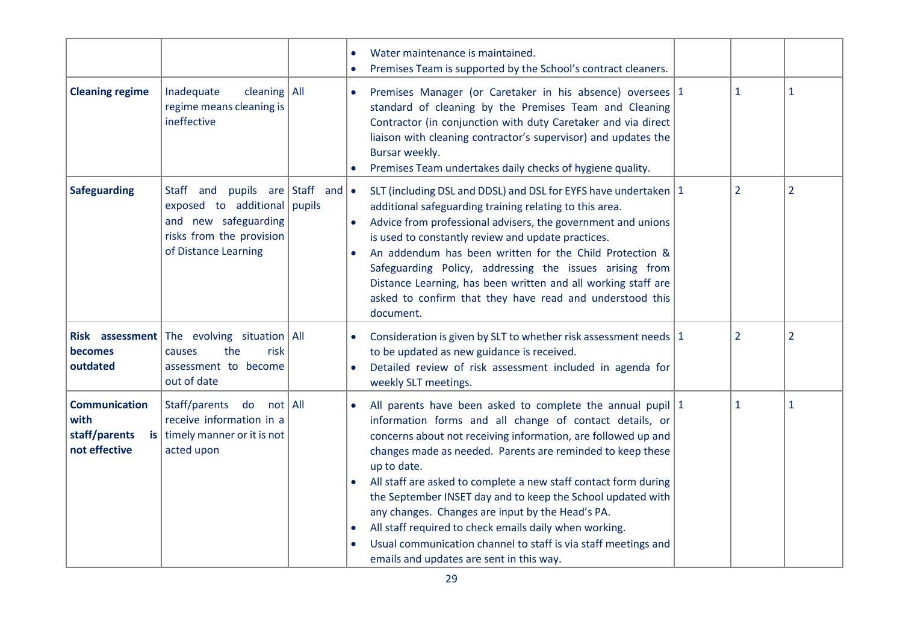| | | | | | | |
|---|---|---|---|---|---|---|
| | | | • Water maintenance is maintained.<br>• Premises Team is supported by the School's contract cleaners. | | | |
| **Cleaning regime** | Inadequate cleaning regime means cleaning is ineffective | All | • Premises Manager (or Caretaker in his absence) oversees standard of cleaning by the Premises Team and Cleaning Contractor (in conjunction with duty Caretaker and via direct liaison with cleaning contractor's supervisor) and updates the Bursar weekly.<br>• Premises Team undertakes daily checks of hygiene quality. | 1 | 1 | 1 |
| **Safeguarding** | Staff and pupils are exposed to additional and new safeguarding risks from the provision of Distance Learning | Staff and pupils | • SLT (including DSL and DDSL) and DSL for EYFS have undertaken additional safeguarding training relating to this area.<br>• Advice from professional advisers, the government and unions is used to constantly review and update practices.<br>• An addendum has been written for the Child Protection & Safeguarding Policy, addressing the issues arising from Distance Learning, has been written and all working staff are asked to confirm that they have read and understood this document. | 1 | 2 | 2 |
| **Risk assessment becomes outdated** | The evolving situation causes the risk assessment to become out of date | All | • Consideration is given by SLT to whether risk assessment needs to be updated as new guidance is received.<br>• Detailed review of risk assessment included in agenda for weekly SLT meetings. | 1 | 2 | 2 |
| **Communication with staff/parents is not effective** | Staff/parents do not receive information in a timely manner or it is not acted upon | All | • All parents have been asked to complete the annual pupil information forms and all change of contact details, or concerns about not receiving information, are followed up and changes made as needed. Parents are reminded to keep these up to date.<br>• All staff are asked to complete a new staff contact form during the September INSET day and to keep the School updated with any changes. Changes are input by the Head's PA.<br>• All staff required to check emails daily when working.<br>• Usual communication channel to staff is via staff meetings and emails and updates are sent in this way. | 1 | 1 | 1 |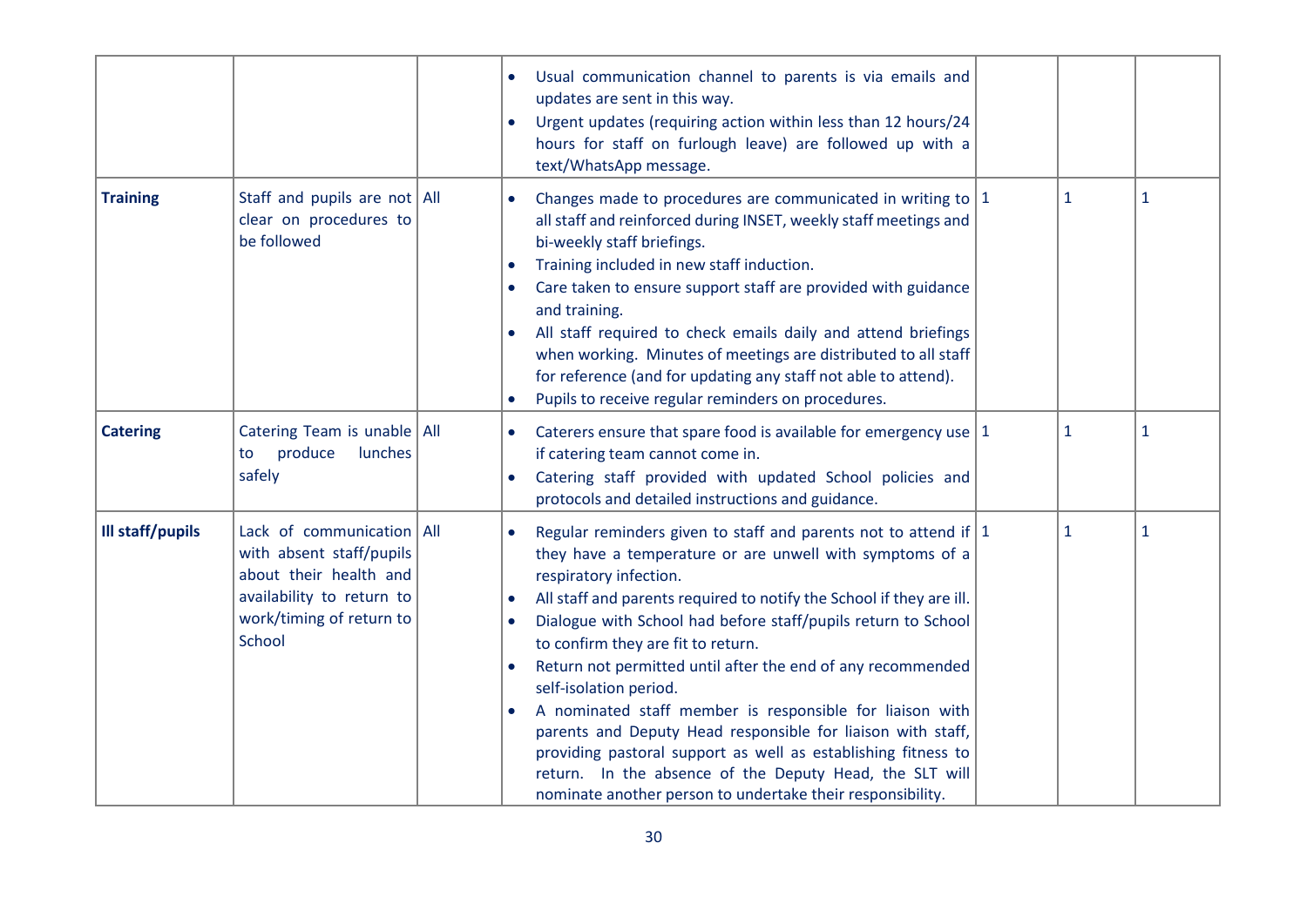| | | | | | | |
|---|---|---|---|---|---|---|
| | | | • Usual communication channel to parents is via emails and updates are sent in this way.<br>• Urgent updates (requiring action within less than 12 hours/24 hours for staff on furlough leave) are followed up with a text/WhatsApp message. | | | |
| **Training** | Staff and pupils are not clear on procedures to be followed | All | • Changes made to procedures are communicated in writing to all staff and reinforced during INSET, weekly staff meetings and bi-weekly staff briefings.<br>• Training included in new staff induction.<br>• Care taken to ensure support staff are provided with guidance and training.<br>• All staff required to check emails daily and attend briefings when working. Minutes of meetings are distributed to all staff for reference (and for updating any staff not able to attend).<br>• Pupils to receive regular reminders on procedures. | 1 | 1 | 1 |
| **Catering** | Catering Team is unable to produce lunches safely | All | • Caterers ensure that spare food is available for emergency use if catering team cannot come in.<br>• Catering staff provided with updated School policies and protocols and detailed instructions and guidance. | 1 | 1 | 1 |
| **Ill staff/pupils** | Lack of communication with absent staff/pupils about their health and availability to return to work/timing of return to School | All | • Regular reminders given to staff and parents not to attend if they have a temperature or are unwell with symptoms of a respiratory infection.<br>• All staff and parents required to notify the School if they are ill.<br>• Dialogue with School had before staff/pupils return to School to confirm they are fit to return.<br>• Return not permitted until after the end of any recommended self-isolation period.<br>• A nominated staff member is responsible for liaison with parents and Deputy Head responsible for liaison with staff, providing pastoral support as well as establishing fitness to return. In the absence of the Deputy Head, the SLT will nominate another person to undertake their responsibility. | 1 | 1 | 1 |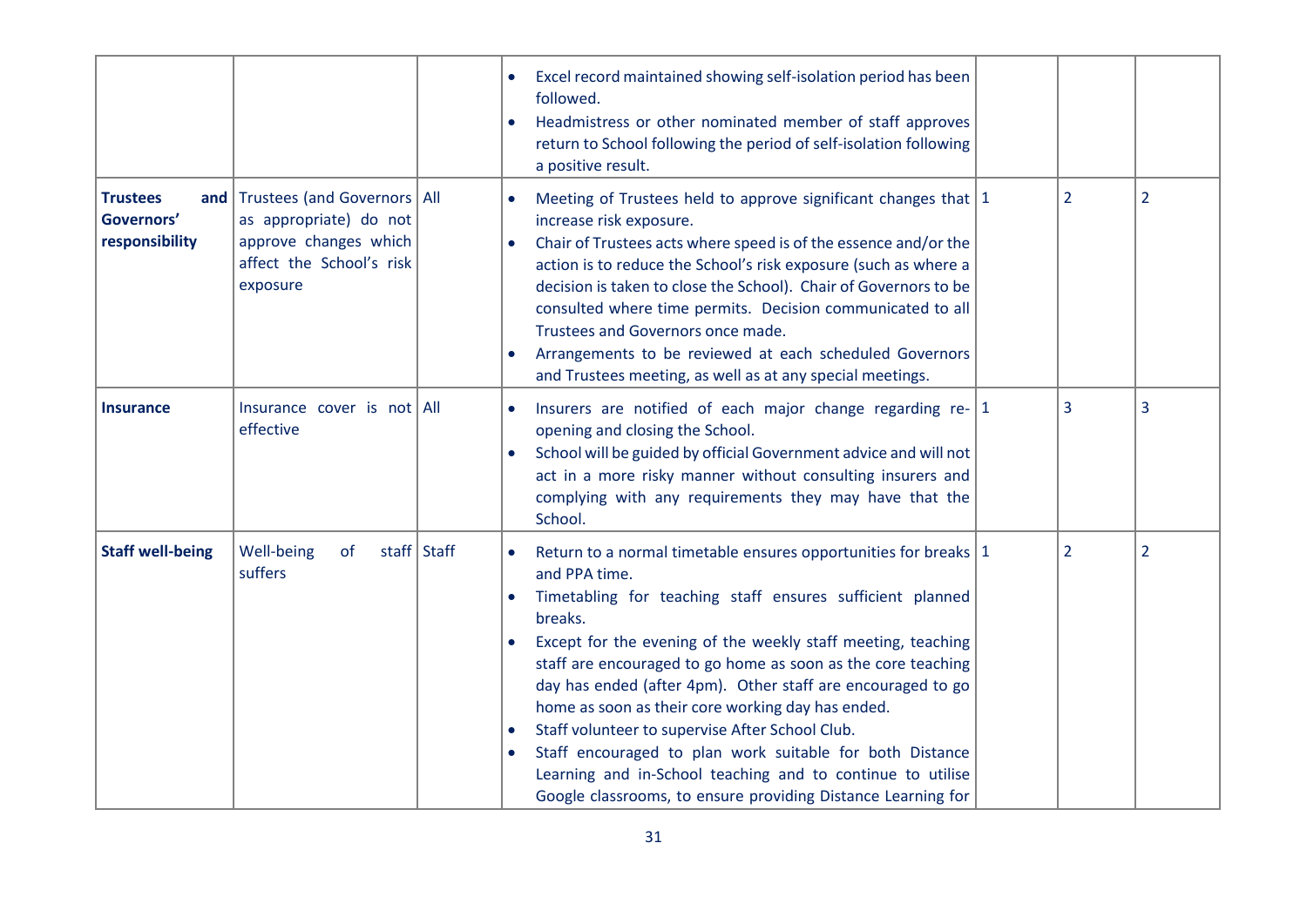| | | | | | | |
|---|---|---|---|---|---|---|
| | | | • Excel record maintained showing self-isolation period has been followed.<br>• Headmistress or other nominated member of staff approves return to School following the period of self-isolation following a positive result. | | | |
| **Trustees and Governors' responsibility** | Trustees (and Governors as appropriate) do not approve changes which affect the School's risk exposure | All | • Meeting of Trustees held to approve significant changes that increase risk exposure.<br>• Chair of Trustees acts where speed is of the essence and/or the action is to reduce the School's risk exposure (such as where a decision is taken to close the School). Chair of Governors to be consulted where time permits. Decision communicated to all Trustees and Governors once made.<br>• Arrangements to be reviewed at each scheduled Governors and Trustees meeting, as well as at any special meetings. | 1 | 2 | 2 |
| **Insurance** | Insurance cover is not effective | All | • Insurers are notified of each major change regarding re-opening and closing the School.<br>• School will be guided by official Government advice and will not act in a more risky manner without consulting insurers and complying with any requirements they may have that the School. | 1 | 3 | 3 |
| **Staff well-being** | Well-being of staff suffers | Staff | • Return to a normal timetable ensures opportunities for breaks and PPA time.<br>• Timetabling for teaching staff ensures sufficient planned breaks.<br>• Except for the evening of the weekly staff meeting, teaching staff are encouraged to go home as soon as the core teaching day has ended (after 4pm). Other staff are encouraged to go home as soon as their core working day has ended.<br>• Staff volunteer to supervise After School Club.<br>• Staff encouraged to plan work suitable for both Distance Learning and in-School teaching and to continue to utilise Google classrooms, to ensure providing Distance Learning for | 1 | 2 | 2 |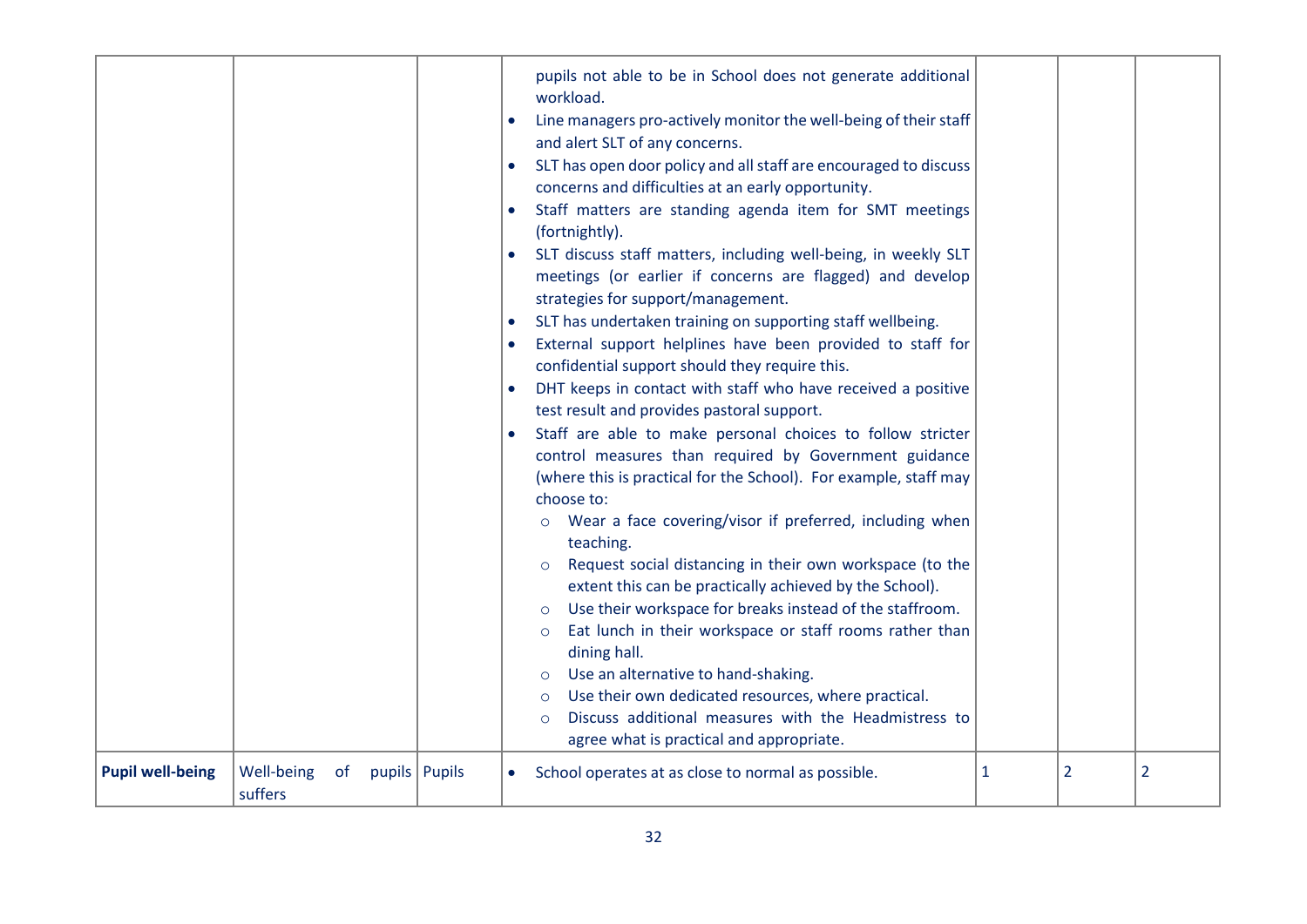| | | | | | | |
|---|---|---|---|---|---|---|
| | | | pupils not able to be in School does not generate additional workload.<br>• Line managers pro-actively monitor the well-being of their staff and alert SLT of any concerns.<br>• SLT has open door policy and all staff are encouraged to discuss concerns and difficulties at an early opportunity.<br>• Staff matters are standing agenda item for SMT meetings (fortnightly).<br>• SLT discuss staff matters, including well-being, in weekly SLT meetings (or earlier if concerns are flagged) and develop strategies for support/management.<br>• SLT has undertaken training on supporting staff wellbeing.<br>• External support helplines have been provided to staff for confidential support should they require this.<br>• DHT keeps in contact with staff who have received a positive test result and provides pastoral support.<br>• Staff are able to make personal choices to follow stricter control measures than required by Government guidance (where this is practical for the School). For example, staff may choose to:<br>&nbsp;&nbsp;&nbsp;&nbsp;○ Wear a face covering/visor if preferred, including when teaching.<br>&nbsp;&nbsp;&nbsp;&nbsp;○ Request social distancing in their own workspace (to the extent this can be practically achieved by the School).<br>&nbsp;&nbsp;&nbsp;&nbsp;○ Use their workspace for breaks instead of the staffroom.<br>&nbsp;&nbsp;&nbsp;&nbsp;○ Eat lunch in their workspace or staff rooms rather than dining hall.<br>&nbsp;&nbsp;&nbsp;&nbsp;○ Use an alternative to hand-shaking.<br>&nbsp;&nbsp;&nbsp;&nbsp;○ Use their own dedicated resources, where practical.<br>&nbsp;&nbsp;&nbsp;&nbsp;○ Discuss additional measures with the Headmistress to agree what is practical and appropriate. | | | |
| **Pupil well-being** | Well-being of pupils suffers | Pupils | • School operates at as close to normal as possible. | 1 | 2 | 2 |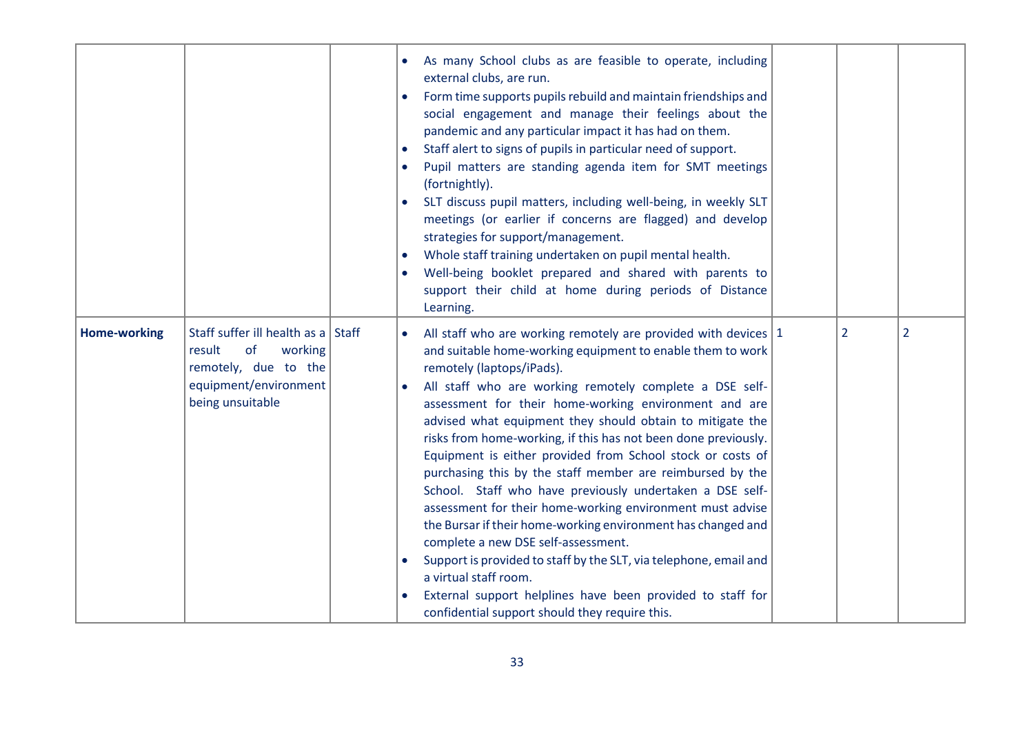| | | | | | | |
|---|---|---|---|---|---|---|
| | | | • As many School clubs as are feasible to operate, including external clubs, are run.<br>• Form time supports pupils rebuild and maintain friendships and social engagement and manage their feelings about the pandemic and any particular impact it has had on them.<br>• Staff alert to signs of pupils in particular need of support.<br>• Pupil matters are standing agenda item for SMT meetings (fortnightly).<br>• SLT discuss pupil matters, including well-being, in weekly SLT meetings (or earlier if concerns are flagged) and develop strategies for support/management.<br>• Whole staff training undertaken on pupil mental health.<br>• Well-being booklet prepared and shared with parents to support their child at home during periods of Distance Learning. | | | |
| **Home-working** | Staff suffer ill health as a result of working remotely, due to the equipment/environment being unsuitable | Staff | • All staff who are working remotely are provided with devices and suitable home-working equipment to enable them to work remotely (laptops/iPads).<br>• All staff who are working remotely complete a DSE self-assessment for their home-working environment and are advised what equipment they should obtain to mitigate the risks from home-working, if this has not been done previously. Equipment is either provided from School stock or costs of purchasing this by the staff member are reimbursed by the School. Staff who have previously undertaken a DSE self-assessment for their home-working environment must advise the Bursar if their home-working environment has changed and complete a new DSE self-assessment.<br>• Support is provided to staff by the SLT, via telephone, email and a virtual staff room.<br>• External support helplines have been provided to staff for confidential support should they require this. | 1 | 2 | 2 |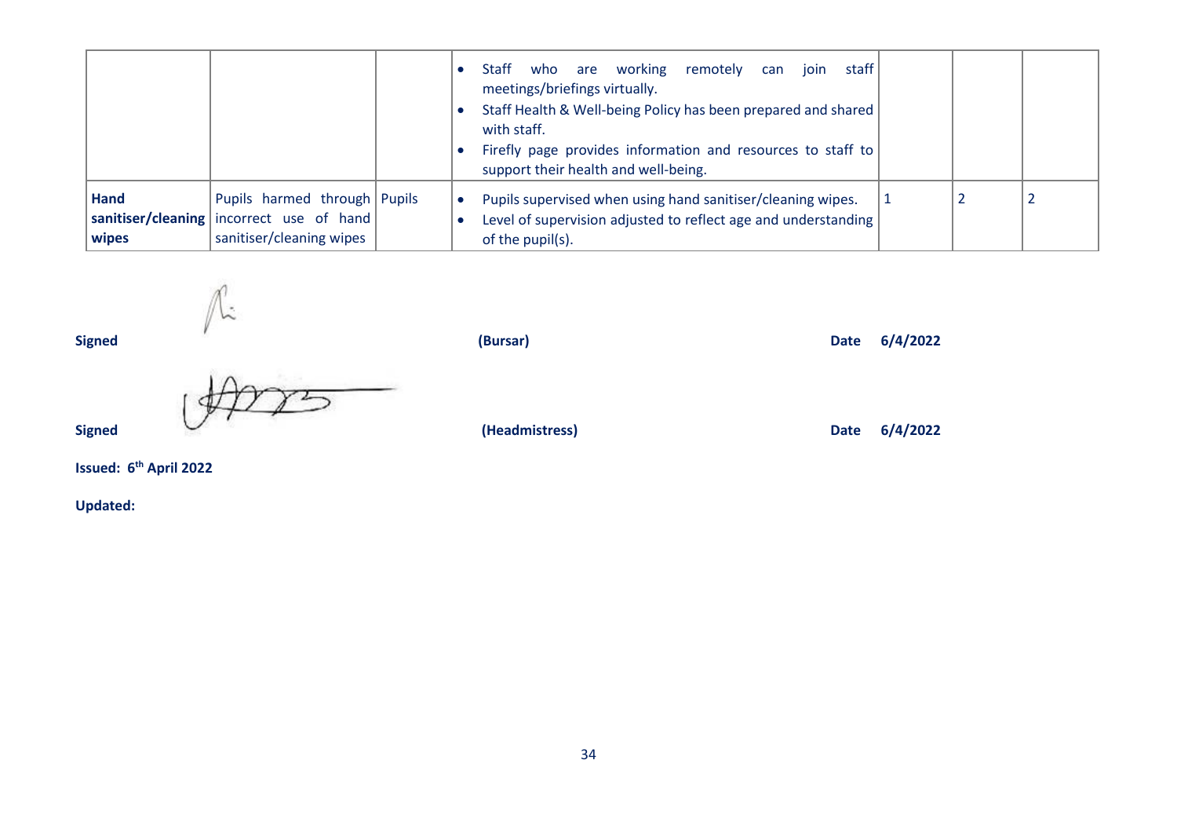| | | | | | | |
|---|---|---|---|---|---|---|
| | | | • Staff who are working remotely can join staff meetings/briefings virtually.<br>• Staff Health & Well-being Policy has been prepared and shared with staff.<br>• Firefly page provides information and resources to staff to support their health and well-being. | | | |
| **Hand sanitiser/cleaning wipes** | Pupils harmed through incorrect use of hand sanitiser/cleaning wipes | Pupils | • Pupils supervised when using hand sanitiser/cleaning wipes.<br>• Level of supervision adjusted to reflect age and understanding of the pupil(s). | 1 | 2 | 2 |

**Signed** **(Bursar)** **Date 6/4/2022**

**Signed** **(Headmistress)** **Date 6/4/2022**

**Issued: 6th April 2022**

**Updated:**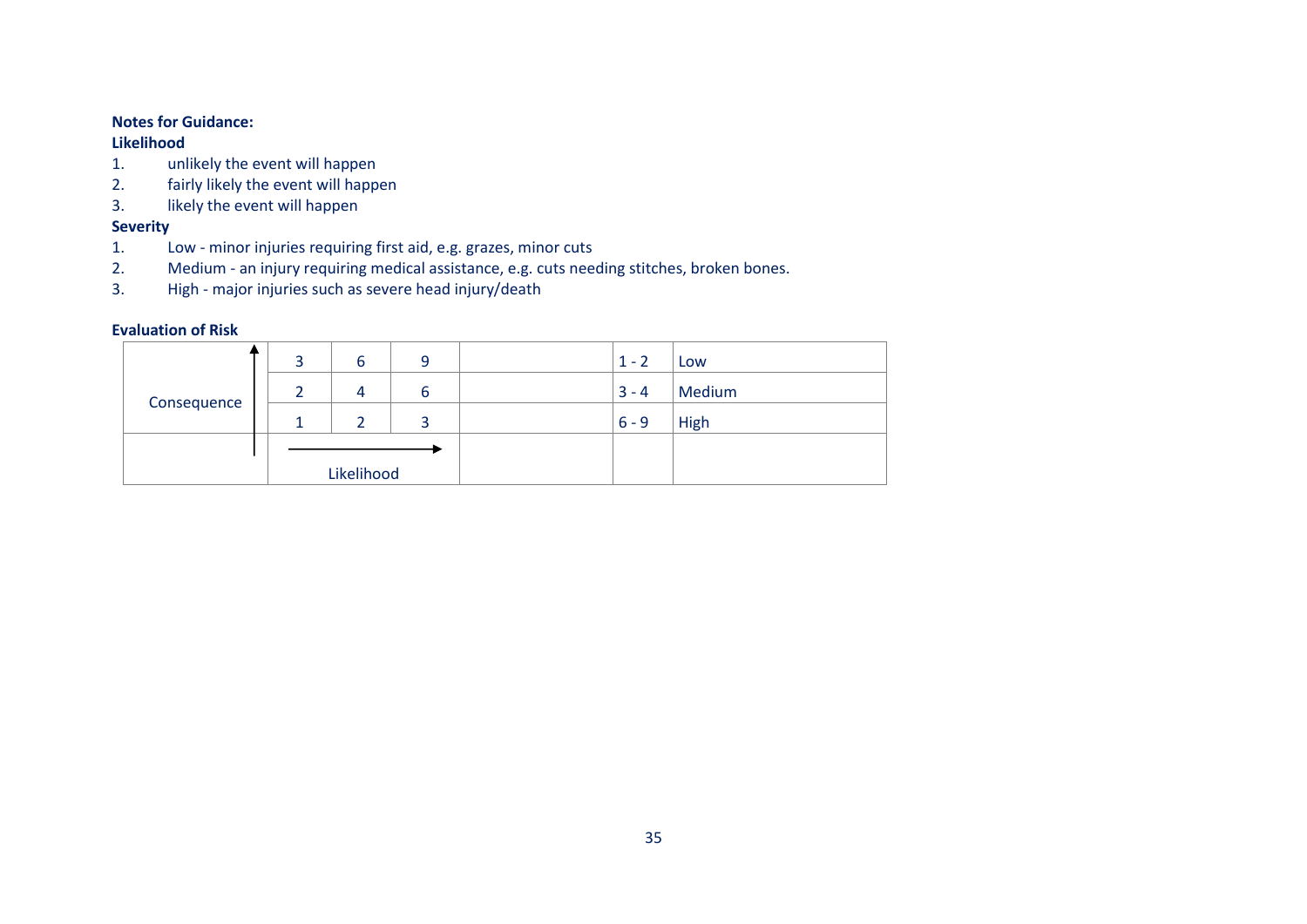**Notes for Guidance:**

**Likelihood**

1. unlikely the event will happen
2. fairly likely the event will happen
3. likely the event will happen

**Severity**

1. Low - minor injuries requiring first aid, e.g. grazes, minor cuts
2. Medium - an injury requiring medical assistance, e.g. cuts needing stitches, broken bones.
3. High - major injuries such as severe head injury/death

**Evaluation of Risk**

| | | | | | | |
|---|---|---|---|---|---|---|
| Consequence ↑ | 3 | 6 | 9 | | 1 - 2 | Low |
| | 2 | 4 | 6 | | 3 - 4 | Medium |
| | 1 | 2 | 3 | | 6 - 9 | High |
| | Likelihood → | | | | | |